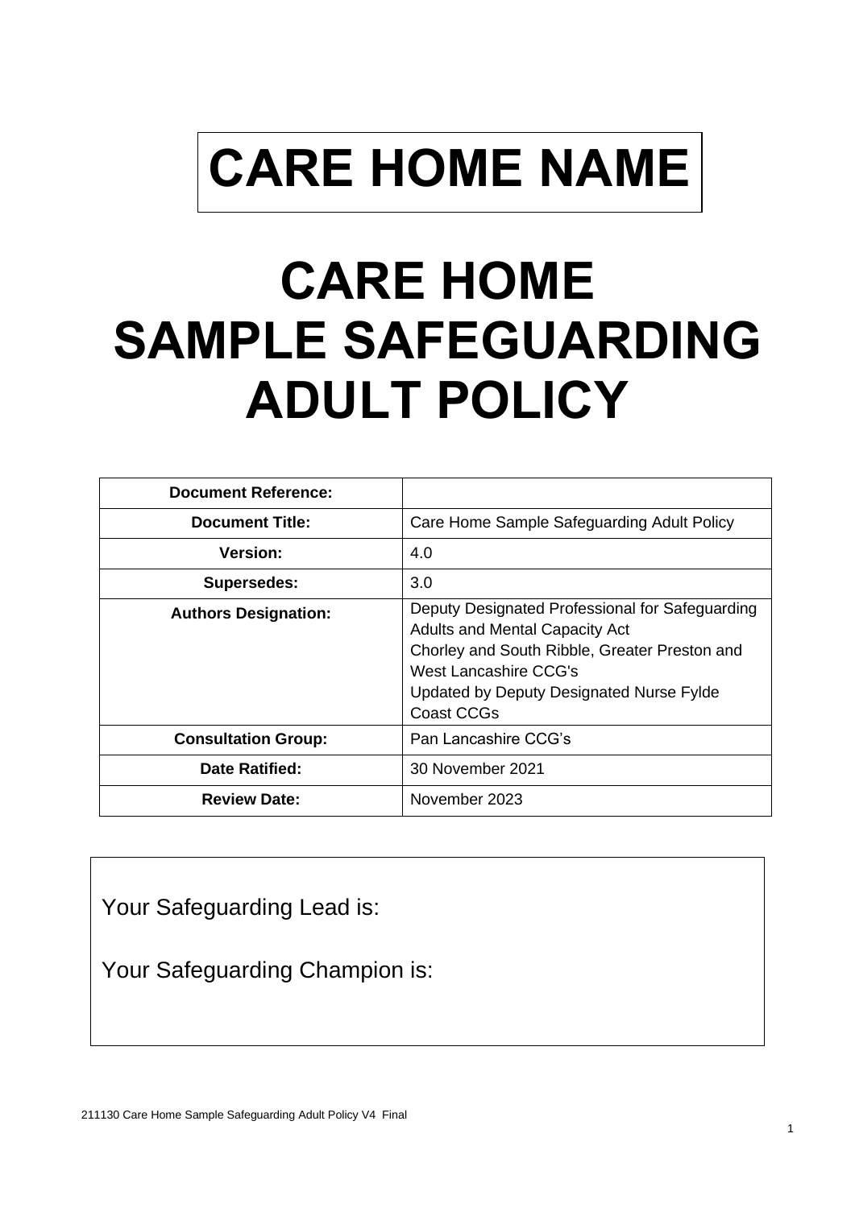# CARE HOME NAME

# CARE HOME SAMPLE SAFEGUARDING ADULT POLICY

| **Document Reference:** | |
|---|---|
| **Document Title:** | Care Home Sample Safeguarding Adult Policy |
| **Version:** | 4.0 |
| **Supersedes:** | 3.0 |
| **Authors Designation:** | Deputy Designated Professional for Safeguarding Adults and Mental Capacity Act<br>Chorley and South Ribble, Greater Preston and West Lancashire CCG's<br>Updated by Deputy Designated Nurse Fylde Coast CCGs |
| **Consultation Group:** | Pan Lancashire CCG's |
| **Date Ratified:** | 30 November 2021 |
| **Review Date:** | November 2023 |

Your Safeguarding Lead is:

Your Safeguarding Champion is: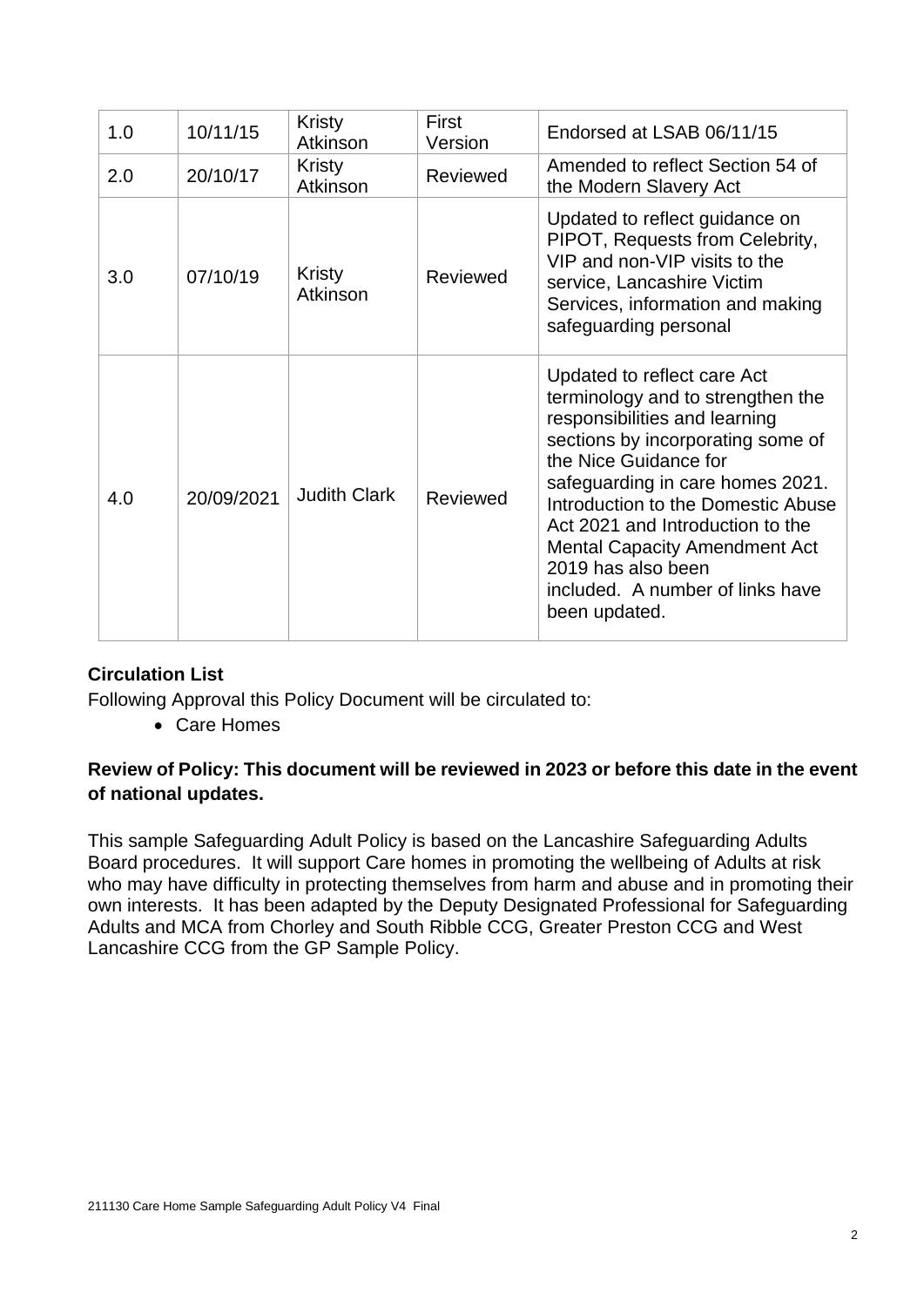| 1.0 | 10/11/15 | Kristy Atkinson | First Version | Endorsed at LSAB 06/11/15 |
|---|---|---|---|---|
| 2.0 | 20/10/17 | Kristy Atkinson | Reviewed | Amended to reflect Section 54 of the Modern Slavery Act |
| 3.0 | 07/10/19 | Kristy Atkinson | Reviewed | Updated to reflect guidance on PIPOT, Requests from Celebrity, VIP and non-VIP visits to the service, Lancashire Victim Services, information and making safeguarding personal |
| 4.0 | 20/09/2021 | Judith Clark | Reviewed | Updated to reflect care Act terminology and to strengthen the responsibilities and learning sections by incorporating some of the Nice Guidance for safeguarding in care homes 2021. Introduction to the Domestic Abuse Act 2021 and Introduction to the Mental Capacity Amendment Act 2019 has also been included. A number of links have been updated. |

**Circulation List**

Following Approval this Policy Document will be circulated to:

- Care Homes

**Review of Policy: This document will be reviewed in 2023 or before this date in the event of national updates.**

This sample Safeguarding Adult Policy is based on the Lancashire Safeguarding Adults Board procedures. It will support Care homes in promoting the wellbeing of Adults at risk who may have difficulty in protecting themselves from harm and abuse and in promoting their own interests. It has been adapted by the Deputy Designated Professional for Safeguarding Adults and MCA from Chorley and South Ribble CCG, Greater Preston CCG and West Lancashire CCG from the GP Sample Policy.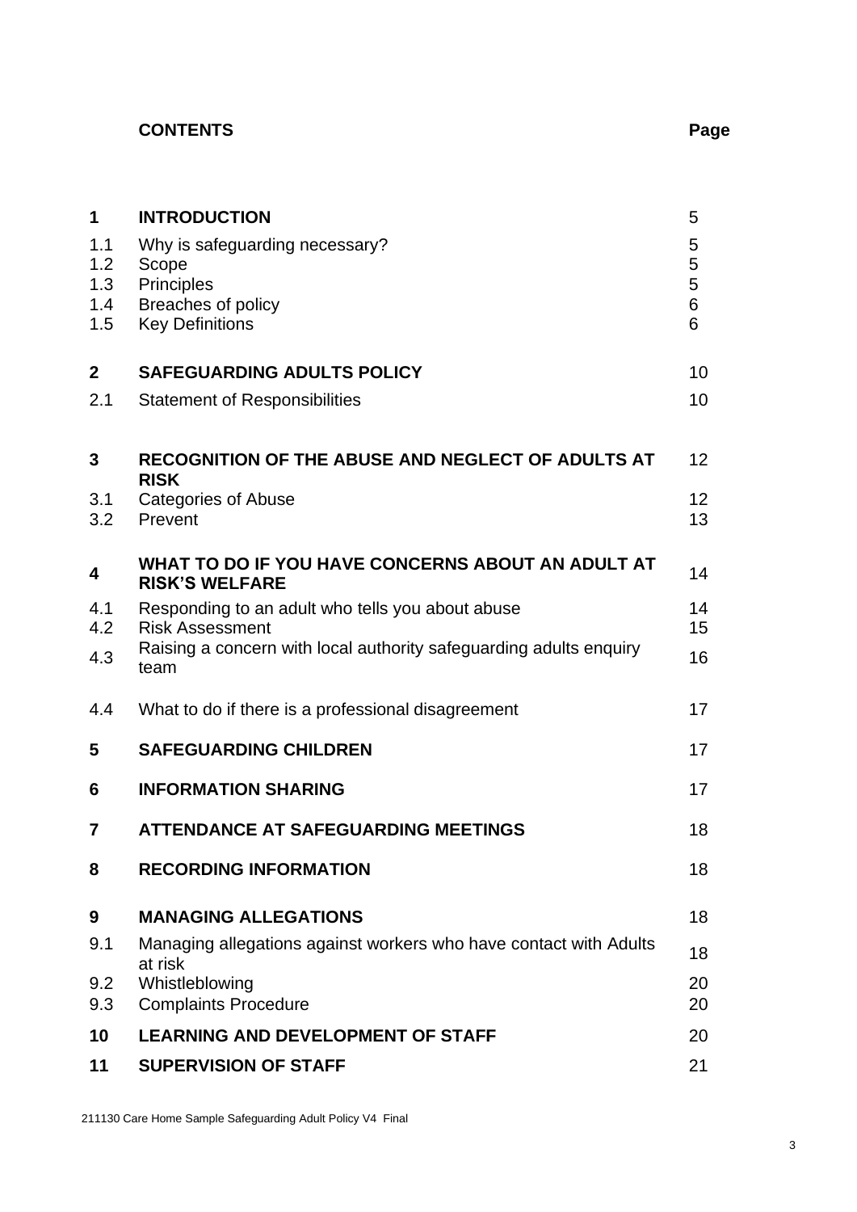## CONTENTS

| | | Page |
|---|---|---|
| **1** | **INTRODUCTION** | 5 |
| 1.1 | Why is safeguarding necessary? | 5 |
| 1.2 | Scope | 5 |
| 1.3 | Principles | 5 |
| 1.4 | Breaches of policy | 6 |
| 1.5 | Key Definitions | 6 |
| **2** | **SAFEGUARDING ADULTS POLICY** | 10 |
| 2.1 | Statement of Responsibilities | 10 |
| **3** | **RECOGNITION OF THE ABUSE AND NEGLECT OF ADULTS AT RISK** | 12 |
| 3.1 | Categories of Abuse | 12 |
| 3.2 | Prevent | 13 |
| **4** | **WHAT TO DO IF YOU HAVE CONCERNS ABOUT AN ADULT AT RISK'S WELFARE** | 14 |
| 4.1 | Responding to an adult who tells you about abuse | 14 |
| 4.2 | Risk Assessment | 15 |
| 4.3 | Raising a concern with local authority safeguarding adults enquiry team | 16 |
| 4.4 | What to do if there is a professional disagreement | 17 |
| **5** | **SAFEGUARDING CHILDREN** | 17 |
| **6** | **INFORMATION SHARING** | 17 |
| **7** | **ATTENDANCE AT SAFEGUARDING MEETINGS** | 18 |
| **8** | **RECORDING INFORMATION** | 18 |
| **9** | **MANAGING ALLEGATIONS** | 18 |
| 9.1 | Managing allegations against workers who have contact with Adults at risk | 18 |
| 9.2 | Whistleblowing | 20 |
| 9.3 | Complaints Procedure | 20 |
| **10** | **LEARNING AND DEVELOPMENT OF STAFF** | 20 |
| **11** | **SUPERVISION OF STAFF** | 21 |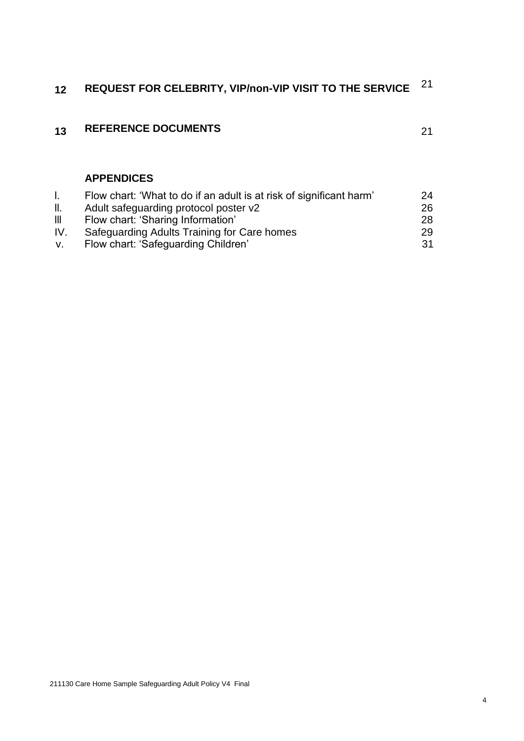| | | |
|---|---|---|
| **12** | **REQUEST FOR CELEBRITY, VIP/non-VIP VISIT TO THE SERVICE** | 21 |
| **13** | **REFERENCE DOCUMENTS** | 21 |

**APPENDICES**

| | | |
|---|---|---|
| I. | Flow chart: 'What to do if an adult is at risk of significant harm' | 24 |
| II. | Adult safeguarding protocol poster v2 | 26 |
| III | Flow chart: 'Sharing Information' | 28 |
| IV. | Safeguarding Adults Training for Care homes | 29 |
| v. | Flow chart: 'Safeguarding Children' | 31 |

211130 Care Home Sample Safeguarding Adult Policy V4 Final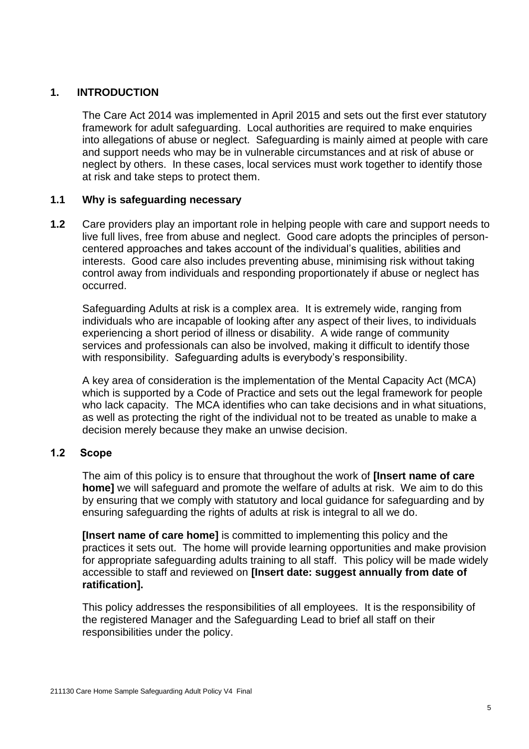## 1. INTRODUCTION

The Care Act 2014 was implemented in April 2015 and sets out the first ever statutory framework for adult safeguarding. Local authorities are required to make enquiries into allegations of abuse or neglect. Safeguarding is mainly aimed at people with care and support needs who may be in vulnerable circumstances and at risk of abuse or neglect by others. In these cases, local services must work together to identify those at risk and take steps to protect them.

### 1.1 Why is safeguarding necessary

**1.2** Care providers play an important role in helping people with care and support needs to live full lives, free from abuse and neglect. Good care adopts the principles of person-centered approaches and takes account of the individual's qualities, abilities and interests. Good care also includes preventing abuse, minimising risk without taking control away from individuals and responding proportionately if abuse or neglect has occurred.

Safeguarding Adults at risk is a complex area. It is extremely wide, ranging from individuals who are incapable of looking after any aspect of their lives, to individuals experiencing a short period of illness or disability. A wide range of community services and professionals can also be involved, making it difficult to identify those with responsibility. Safeguarding adults is everybody's responsibility.

A key area of consideration is the implementation of the Mental Capacity Act (MCA) which is supported by a Code of Practice and sets out the legal framework for people who lack capacity. The MCA identifies who can take decisions and in what situations, as well as protecting the right of the individual not to be treated as unable to make a decision merely because they make an unwise decision.

### 1.2 Scope

The aim of this policy is to ensure that throughout the work of **[Insert name of care home]** we will safeguard and promote the welfare of adults at risk. We aim to do this by ensuring that we comply with statutory and local guidance for safeguarding and by ensuring safeguarding the rights of adults at risk is integral to all we do.

**[Insert name of care home]** is committed to implementing this policy and the practices it sets out. The home will provide learning opportunities and make provision for appropriate safeguarding adults training to all staff. This policy will be made widely accessible to staff and reviewed on **[Insert date: suggest annually from date of ratification].**

This policy addresses the responsibilities of all employees. It is the responsibility of the registered Manager and the Safeguarding Lead to brief all staff on their responsibilities under the policy.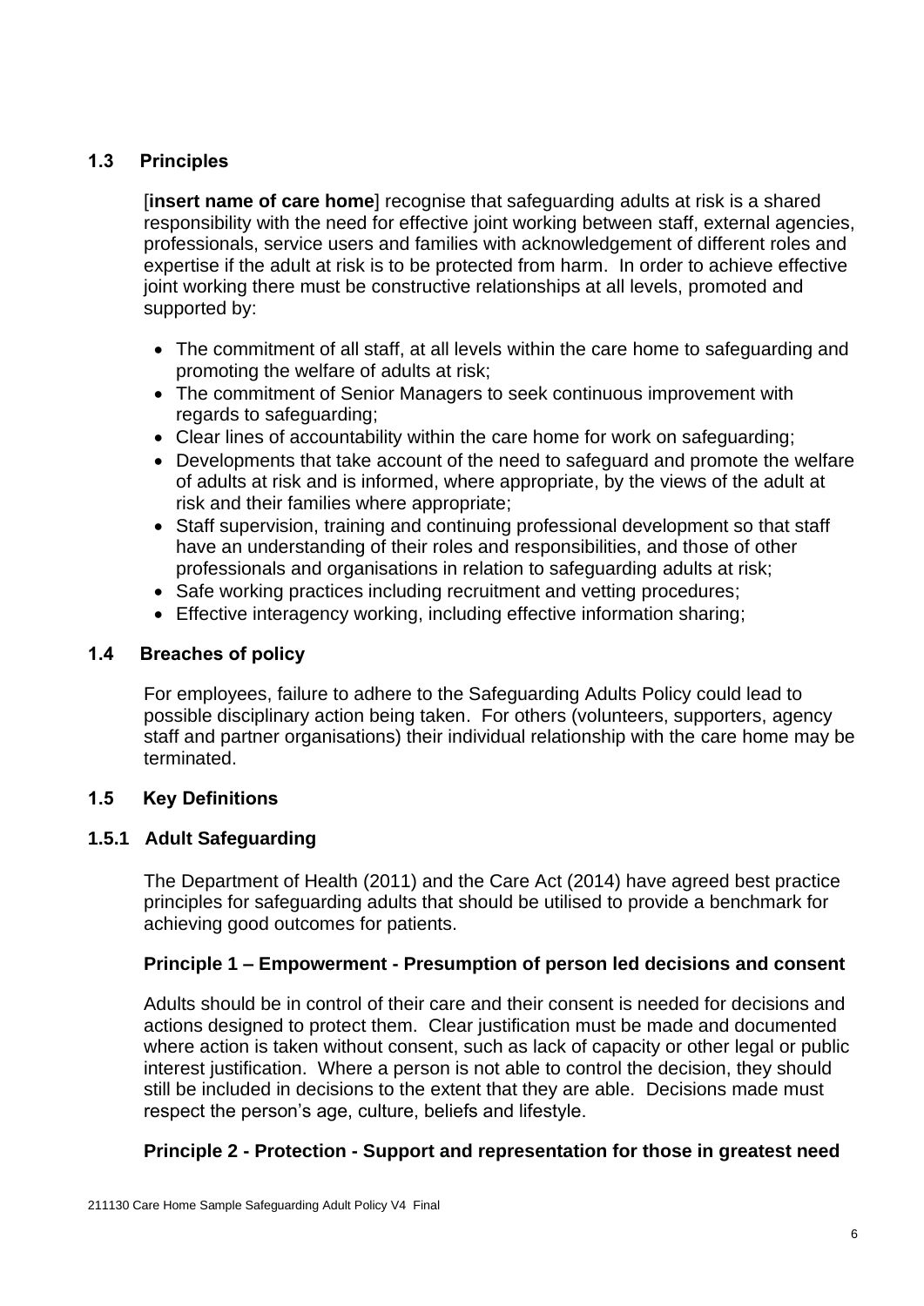## 1.3 Principles

[**insert name of care home**] recognise that safeguarding adults at risk is a shared responsibility with the need for effective joint working between staff, external agencies, professionals, service users and families with acknowledgement of different roles and expertise if the adult at risk is to be protected from harm. In order to achieve effective joint working there must be constructive relationships at all levels, promoted and supported by:

- The commitment of all staff, at all levels within the care home to safeguarding and promoting the welfare of adults at risk;
- The commitment of Senior Managers to seek continuous improvement with regards to safeguarding;
- Clear lines of accountability within the care home for work on safeguarding;
- Developments that take account of the need to safeguard and promote the welfare of adults at risk and is informed, where appropriate, by the views of the adult at risk and their families where appropriate;
- Staff supervision, training and continuing professional development so that staff have an understanding of their roles and responsibilities, and those of other professionals and organisations in relation to safeguarding adults at risk;
- Safe working practices including recruitment and vetting procedures;
- Effective interagency working, including effective information sharing;

## 1.4 Breaches of policy

For employees, failure to adhere to the Safeguarding Adults Policy could lead to possible disciplinary action being taken. For others (volunteers, supporters, agency staff and partner organisations) their individual relationship with the care home may be terminated.

## 1.5 Key Definitions

### 1.5.1 Adult Safeguarding

The Department of Health (2011) and the Care Act (2014) have agreed best practice principles for safeguarding adults that should be utilised to provide a benchmark for achieving good outcomes for patients.

**Principle 1 – Empowerment - Presumption of person led decisions and consent**

Adults should be in control of their care and their consent is needed for decisions and actions designed to protect them. Clear justification must be made and documented where action is taken without consent, such as lack of capacity or other legal or public interest justification. Where a person is not able to control the decision, they should still be included in decisions to the extent that they are able. Decisions made must respect the person's age, culture, beliefs and lifestyle.

**Principle 2 - Protection - Support and representation for those in greatest need**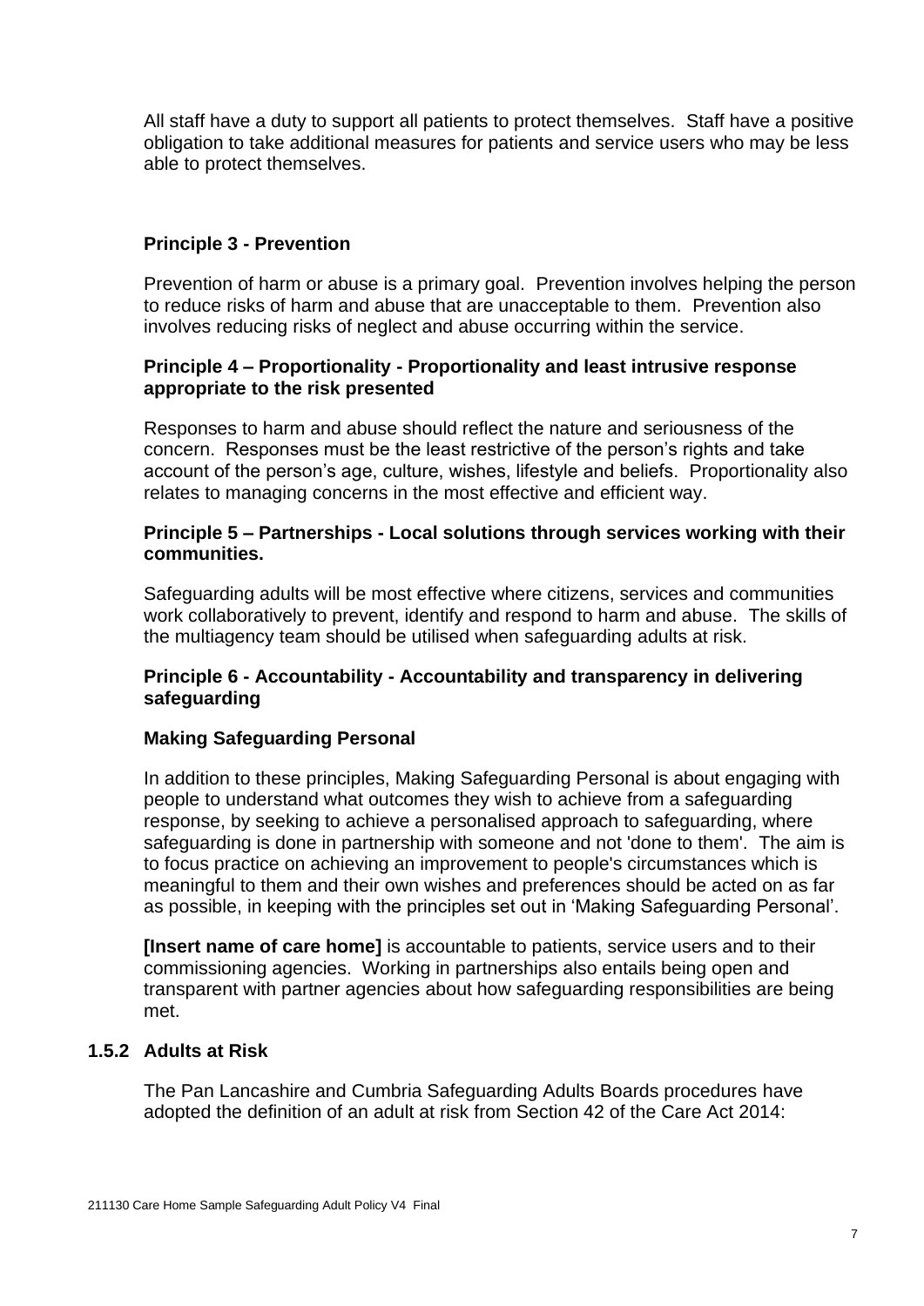All staff have a duty to support all patients to protect themselves. Staff have a positive obligation to take additional measures for patients and service users who may be less able to protect themselves.

**Principle 3 - Prevention**

Prevention of harm or abuse is a primary goal. Prevention involves helping the person to reduce risks of harm and abuse that are unacceptable to them. Prevention also involves reducing risks of neglect and abuse occurring within the service.

**Principle 4 – Proportionality - Proportionality and least intrusive response appropriate to the risk presented**

Responses to harm and abuse should reflect the nature and seriousness of the concern. Responses must be the least restrictive of the person's rights and take account of the person's age, culture, wishes, lifestyle and beliefs. Proportionality also relates to managing concerns in the most effective and efficient way.

**Principle 5 – Partnerships - Local solutions through services working with their communities.**

Safeguarding adults will be most effective where citizens, services and communities work collaboratively to prevent, identify and respond to harm and abuse. The skills of the multiagency team should be utilised when safeguarding adults at risk.

**Principle 6 - Accountability - Accountability and transparency in delivering safeguarding**

**Making Safeguarding Personal**

In addition to these principles, Making Safeguarding Personal is about engaging with people to understand what outcomes they wish to achieve from a safeguarding response, by seeking to achieve a personalised approach to safeguarding, where safeguarding is done in partnership with someone and not 'done to them'. The aim is to focus practice on achieving an improvement to people's circumstances which is meaningful to them and their own wishes and preferences should be acted on as far as possible, in keeping with the principles set out in 'Making Safeguarding Personal'.

**[Insert name of care home]** is accountable to patients, service users and to their commissioning agencies. Working in partnerships also entails being open and transparent with partner agencies about how safeguarding responsibilities are being met.

### 1.5.2 Adults at Risk

The Pan Lancashire and Cumbria Safeguarding Adults Boards procedures have adopted the definition of an adult at risk from Section 42 of the Care Act 2014: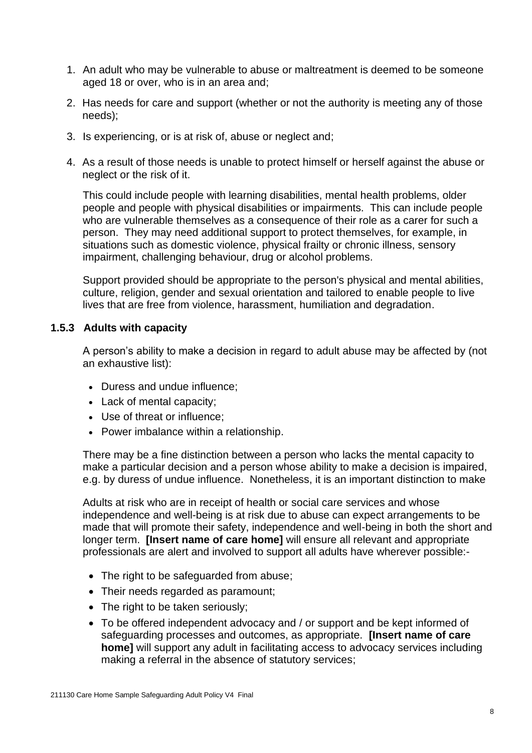1. An adult who may be vulnerable to abuse or maltreatment is deemed to be someone aged 18 or over, who is in an area and;
2. Has needs for care and support (whether or not the authority is meeting any of those needs);
3. Is experiencing, or is at risk of, abuse or neglect and;
4. As a result of those needs is unable to protect himself or herself against the abuse or neglect or the risk of it.

   This could include people with learning disabilities, mental health problems, older people and people with physical disabilities or impairments. This can include people who are vulnerable themselves as a consequence of their role as a carer for such a person. They may need additional support to protect themselves, for example, in situations such as domestic violence, physical frailty or chronic illness, sensory impairment, challenging behaviour, drug or alcohol problems.

   Support provided should be appropriate to the person's physical and mental abilities, culture, religion, gender and sexual orientation and tailored to enable people to live lives that are free from violence, harassment, humiliation and degradation.

### 1.5.3 Adults with capacity

A person's ability to make a decision in regard to adult abuse may be affected by (not an exhaustive list):

- Duress and undue influence;
- Lack of mental capacity;
- Use of threat or influence;
- Power imbalance within a relationship.

There may be a fine distinction between a person who lacks the mental capacity to make a particular decision and a person whose ability to make a decision is impaired, e.g. by duress of undue influence. Nonetheless, it is an important distinction to make

Adults at risk who are in receipt of health or social care services and whose independence and well-being is at risk due to abuse can expect arrangements to be made that will promote their safety, independence and well-being in both the short and longer term. **[Insert name of care home]** will ensure all relevant and appropriate professionals are alert and involved to support all adults have wherever possible:-

- The right to be safeguarded from abuse;
- Their needs regarded as paramount;
- The right to be taken seriously;
- To be offered independent advocacy and / or support and be kept informed of safeguarding processes and outcomes, as appropriate. **[Insert name of care home]** will support any adult in facilitating access to advocacy services including making a referral in the absence of statutory services;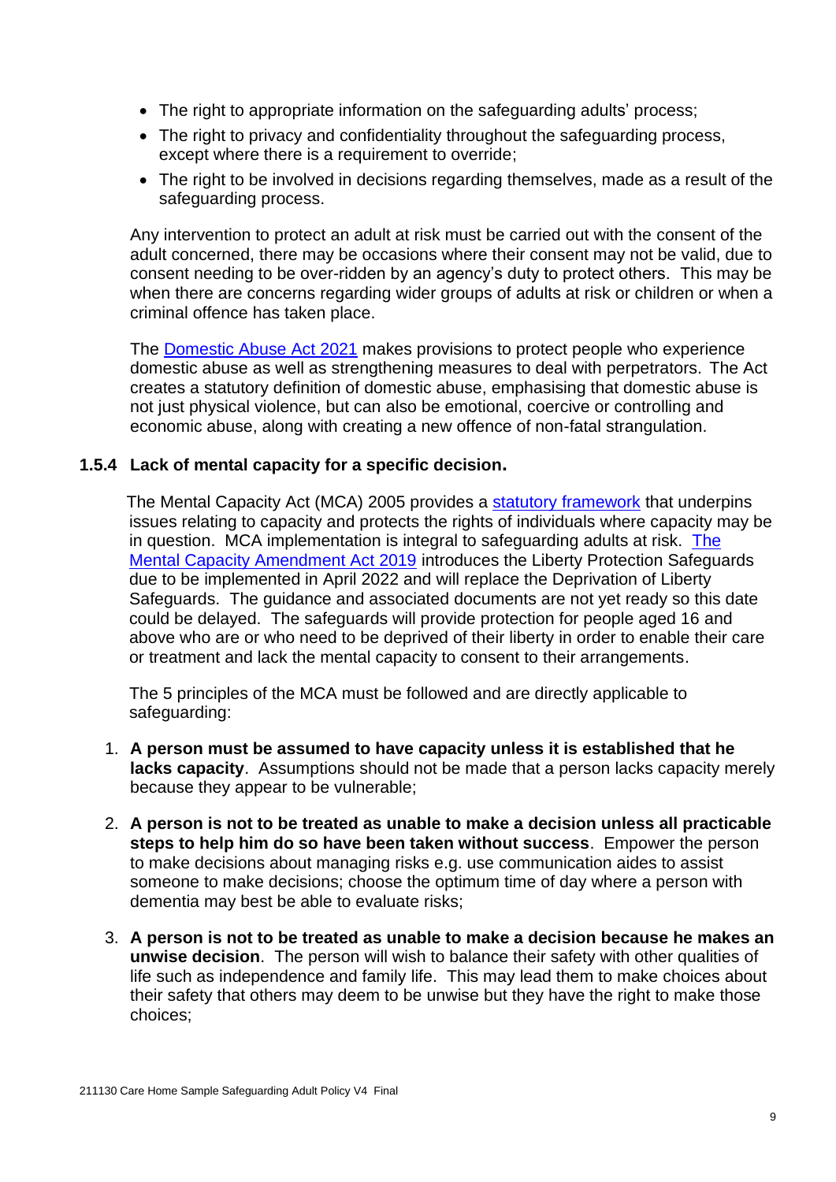- The right to appropriate information on the safeguarding adults' process;
- The right to privacy and confidentiality throughout the safeguarding process, except where there is a requirement to override;
- The right to be involved in decisions regarding themselves, made as a result of the safeguarding process.

Any intervention to protect an adult at risk must be carried out with the consent of the adult concerned, there may be occasions where their consent may not be valid, due to consent needing to be over-ridden by an agency's duty to protect others. This may be when there are concerns regarding wider groups of adults at risk or children or when a criminal offence has taken place.

The Domestic Abuse Act 2021 makes provisions to protect people who experience domestic abuse as well as strengthening measures to deal with perpetrators. The Act creates a statutory definition of domestic abuse, emphasising that domestic abuse is not just physical violence, but can also be emotional, coercive or controlling and economic abuse, along with creating a new offence of non-fatal strangulation.

### 1.5.4 Lack of mental capacity for a specific decision.

The Mental Capacity Act (MCA) 2005 provides a statutory framework that underpins issues relating to capacity and protects the rights of individuals where capacity may be in question. MCA implementation is integral to safeguarding adults at risk. The Mental Capacity Amendment Act 2019 introduces the Liberty Protection Safeguards due to be implemented in April 2022 and will replace the Deprivation of Liberty Safeguards. The guidance and associated documents are not yet ready so this date could be delayed. The safeguards will provide protection for people aged 16 and above who are or who need to be deprived of their liberty in order to enable their care or treatment and lack the mental capacity to consent to their arrangements.

The 5 principles of the MCA must be followed and are directly applicable to safeguarding:

1. **A person must be assumed to have capacity unless it is established that he lacks capacity**. Assumptions should not be made that a person lacks capacity merely because they appear to be vulnerable;
2. **A person is not to be treated as unable to make a decision unless all practicable steps to help him do so have been taken without success**. Empower the person to make decisions about managing risks e.g. use communication aides to assist someone to make decisions; choose the optimum time of day where a person with dementia may best be able to evaluate risks;
3. **A person is not to be treated as unable to make a decision because he makes an unwise decision**. The person will wish to balance their safety with other qualities of life such as independence and family life. This may lead them to make choices about their safety that others may deem to be unwise but they have the right to make those choices;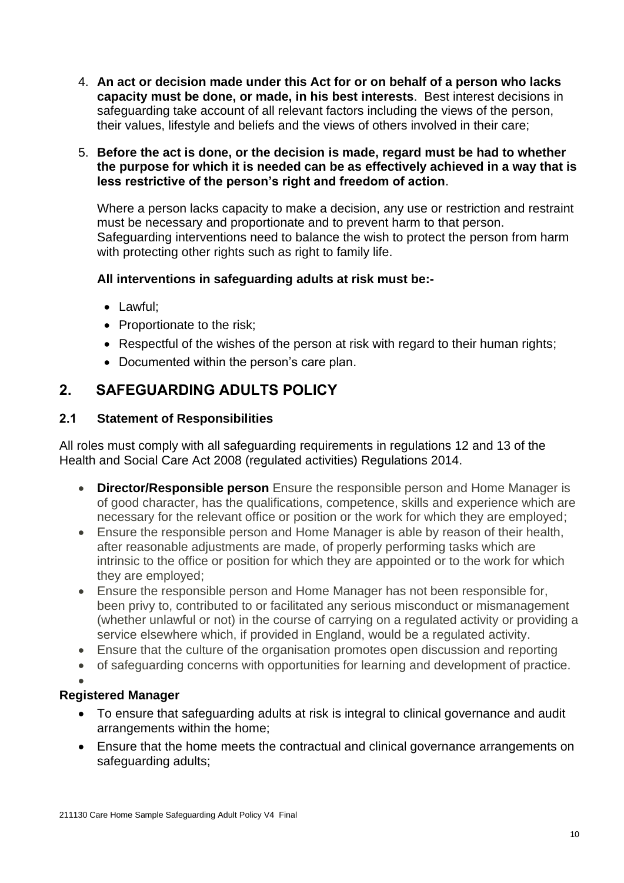4. **An act or decision made under this Act for or on behalf of a person who lacks capacity must be done, or made, in his best interests**. Best interest decisions in safeguarding take account of all relevant factors including the views of the person, their values, lifestyle and beliefs and the views of others involved in their care;

5. **Before the act is done, or the decision is made, regard must be had to whether the purpose for which it is needed can be as effectively achieved in a way that is less restrictive of the person's right and freedom of action**.

   Where a person lacks capacity to make a decision, any use or restriction and restraint must be necessary and proportionate and to prevent harm to that person. Safeguarding interventions need to balance the wish to protect the person from harm with protecting other rights such as right to family life.

   **All interventions in safeguarding adults at risk must be:-**

   - Lawful;
   - Proportionate to the risk;
   - Respectful of the wishes of the person at risk with regard to their human rights;
   - Documented within the person's care plan.

## 2. SAFEGUARDING ADULTS POLICY

### 2.1 Statement of Responsibilities

All roles must comply with all safeguarding requirements in regulations 12 and 13 of the Health and Social Care Act 2008 (regulated activities) Regulations 2014.

- **Director/Responsible person** Ensure the responsible person and Home Manager is of good character, has the qualifications, competence, skills and experience which are necessary for the relevant office or position or the work for which they are employed;
- Ensure the responsible person and Home Manager is able by reason of their health, after reasonable adjustments are made, of properly performing tasks which are intrinsic to the office or position for which they are appointed or to the work for which they are employed;
- Ensure the responsible person and Home Manager has not been responsible for, been privy to, contributed to or facilitated any serious misconduct or mismanagement (whether unlawful or not) in the course of carrying on a regulated activity or providing a service elsewhere which, if provided in England, would be a regulated activity.
- Ensure that the culture of the organisation promotes open discussion and reporting
- of safeguarding concerns with opportunities for learning and development of practice.

**Registered Manager**

- To ensure that safeguarding adults at risk is integral to clinical governance and audit arrangements within the home;
- Ensure that the home meets the contractual and clinical governance arrangements on safeguarding adults;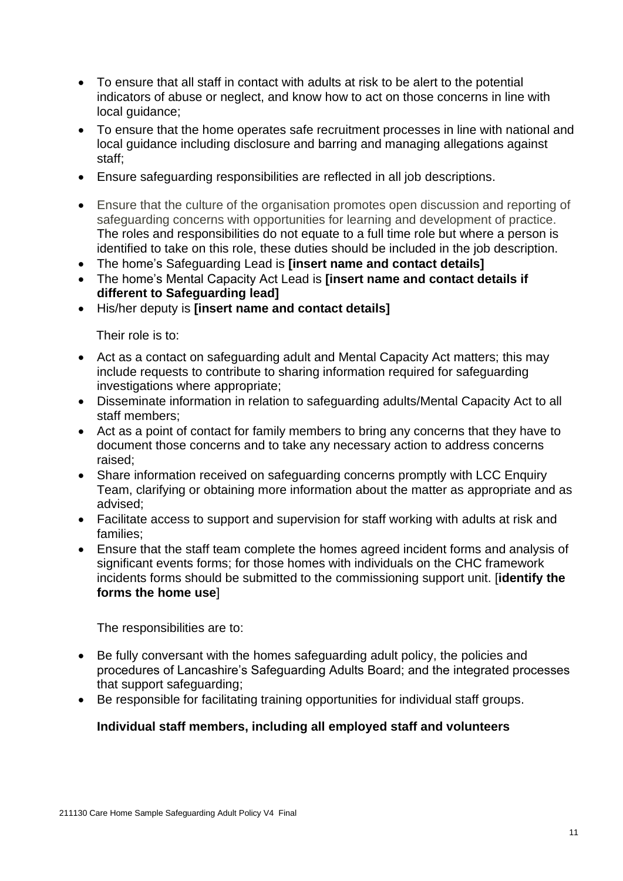- To ensure that all staff in contact with adults at risk to be alert to the potential indicators of abuse or neglect, and know how to act on those concerns in line with local guidance;
- To ensure that the home operates safe recruitment processes in line with national and local guidance including disclosure and barring and managing allegations against staff;
- Ensure safeguarding responsibilities are reflected in all job descriptions.
- Ensure that the culture of the organisation promotes open discussion and reporting of safeguarding concerns with opportunities for learning and development of practice. The roles and responsibilities do not equate to a full time role but where a person is identified to take on this role, these duties should be included in the job description.
- The home's Safeguarding Lead is **[insert name and contact details]**
- The home's Mental Capacity Act Lead is **[insert name and contact details if different to Safeguarding lead]**
- His/her deputy is **[insert name and contact details]**

Their role is to:

- Act as a contact on safeguarding adult and Mental Capacity Act matters; this may include requests to contribute to sharing information required for safeguarding investigations where appropriate;
- Disseminate information in relation to safeguarding adults/Mental Capacity Act to all staff members;
- Act as a point of contact for family members to bring any concerns that they have to document those concerns and to take any necessary action to address concerns raised;
- Share information received on safeguarding concerns promptly with LCC Enquiry Team, clarifying or obtaining more information about the matter as appropriate and as advised;
- Facilitate access to support and supervision for staff working with adults at risk and families;
- Ensure that the staff team complete the homes agreed incident forms and analysis of significant events forms; for those homes with individuals on the CHC framework incidents forms should be submitted to the commissioning support unit. [**identify the forms the home use**]

The responsibilities are to:

- Be fully conversant with the homes safeguarding adult policy, the policies and procedures of Lancashire's Safeguarding Adults Board; and the integrated processes that support safeguarding;
- Be responsible for facilitating training opportunities for individual staff groups.

**Individual staff members, including all employed staff and volunteers**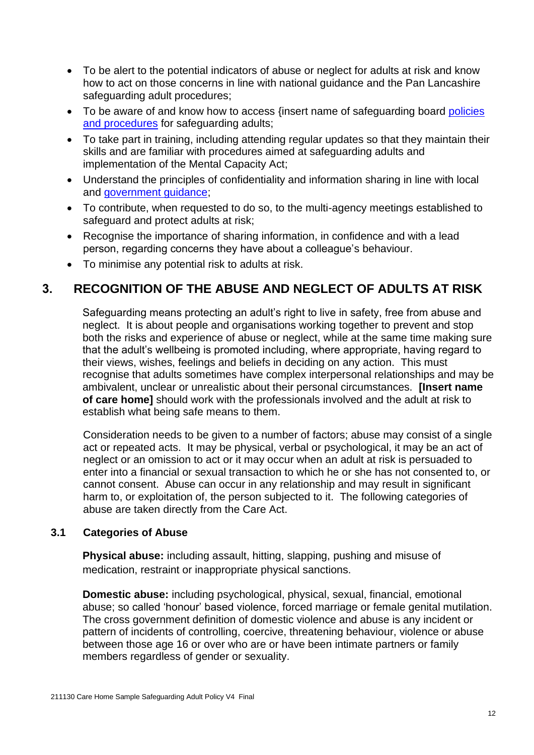- To be alert to the potential indicators of abuse or neglect for adults at risk and know how to act on those concerns in line with national guidance and the Pan Lancashire safeguarding adult procedures;
- To be aware of and know how to access {insert name of safeguarding board policies and procedures for safeguarding adults;
- To take part in training, including attending regular updates so that they maintain their skills and are familiar with procedures aimed at safeguarding adults and implementation of the Mental Capacity Act;
- Understand the principles of confidentiality and information sharing in line with local and government guidance;
- To contribute, when requested to do so, to the multi-agency meetings established to safeguard and protect adults at risk;
- Recognise the importance of sharing information, in confidence and with a lead person, regarding concerns they have about a colleague's behaviour.
- To minimise any potential risk to adults at risk.

# 3. RECOGNITION OF THE ABUSE AND NEGLECT OF ADULTS AT RISK

Safeguarding means protecting an adult's right to live in safety, free from abuse and neglect. It is about people and organisations working together to prevent and stop both the risks and experience of abuse or neglect, while at the same time making sure that the adult's wellbeing is promoted including, where appropriate, having regard to their views, wishes, feelings and beliefs in deciding on any action. This must recognise that adults sometimes have complex interpersonal relationships and may be ambivalent, unclear or unrealistic about their personal circumstances. **[Insert name of care home]** should work with the professionals involved and the adult at risk to establish what being safe means to them.

Consideration needs to be given to a number of factors; abuse may consist of a single act or repeated acts. It may be physical, verbal or psychological, it may be an act of neglect or an omission to act or it may occur when an adult at risk is persuaded to enter into a financial or sexual transaction to which he or she has not consented to, or cannot consent. Abuse can occur in any relationship and may result in significant harm to, or exploitation of, the person subjected to it. The following categories of abuse are taken directly from the Care Act.

## 3.1 Categories of Abuse

**Physical abuse:** including assault, hitting, slapping, pushing and misuse of medication, restraint or inappropriate physical sanctions.

**Domestic abuse:** including psychological, physical, sexual, financial, emotional abuse; so called 'honour' based violence, forced marriage or female genital mutilation. The cross government definition of domestic violence and abuse is any incident or pattern of incidents of controlling, coercive, threatening behaviour, violence or abuse between those age 16 or over who are or have been intimate partners or family members regardless of gender or sexuality.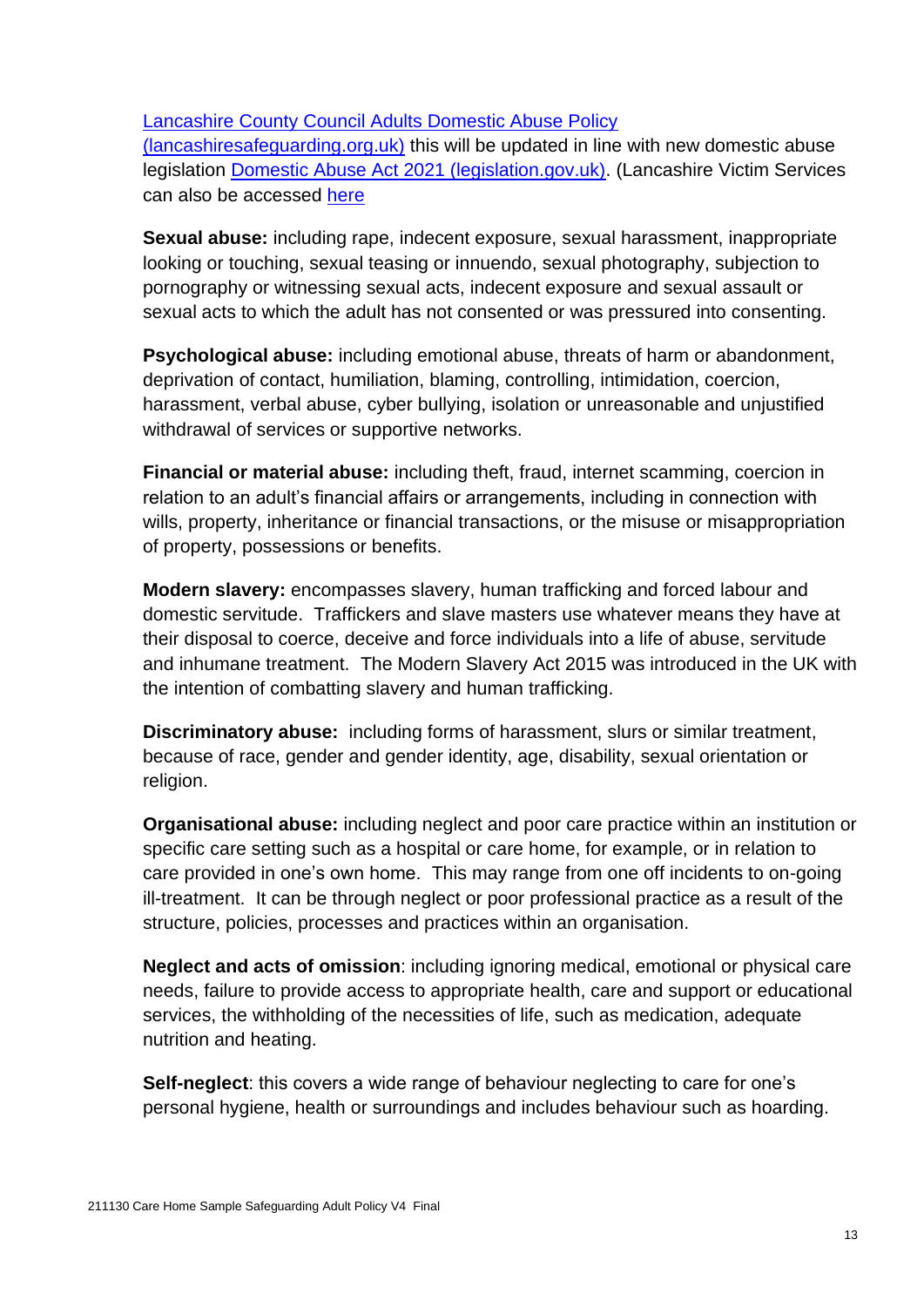[Lancashire County Council Adults Domestic Abuse Policy (lancashiresafeguarding.org.uk)] this will be updated in line with new domestic abuse legislation [Domestic Abuse Act 2021 (legislation.gov.uk)]. (Lancashire Victim Services can also be accessed [here]

**Sexual abuse:** including rape, indecent exposure, sexual harassment, inappropriate looking or touching, sexual teasing or innuendo, sexual photography, subjection to pornography or witnessing sexual acts, indecent exposure and sexual assault or sexual acts to which the adult has not consented or was pressured into consenting.

**Psychological abuse:** including emotional abuse, threats of harm or abandonment, deprivation of contact, humiliation, blaming, controlling, intimidation, coercion, harassment, verbal abuse, cyber bullying, isolation or unreasonable and unjustified withdrawal of services or supportive networks.

**Financial or material abuse:** including theft, fraud, internet scamming, coercion in relation to an adult's financial affairs or arrangements, including in connection with wills, property, inheritance or financial transactions, or the misuse or misappropriation of property, possessions or benefits.

**Modern slavery:** encompasses slavery, human trafficking and forced labour and domestic servitude. Traffickers and slave masters use whatever means they have at their disposal to coerce, deceive and force individuals into a life of abuse, servitude and inhumane treatment. The Modern Slavery Act 2015 was introduced in the UK with the intention of combatting slavery and human trafficking.

**Discriminatory abuse:** including forms of harassment, slurs or similar treatment, because of race, gender and gender identity, age, disability, sexual orientation or religion.

**Organisational abuse:** including neglect and poor care practice within an institution or specific care setting such as a hospital or care home, for example, or in relation to care provided in one's own home. This may range from one off incidents to on-going ill-treatment. It can be through neglect or poor professional practice as a result of the structure, policies, processes and practices within an organisation.

**Neglect and acts of omission**: including ignoring medical, emotional or physical care needs, failure to provide access to appropriate health, care and support or educational services, the withholding of the necessities of life, such as medication, adequate nutrition and heating.

**Self-neglect**: this covers a wide range of behaviour neglecting to care for one's personal hygiene, health or surroundings and includes behaviour such as hoarding.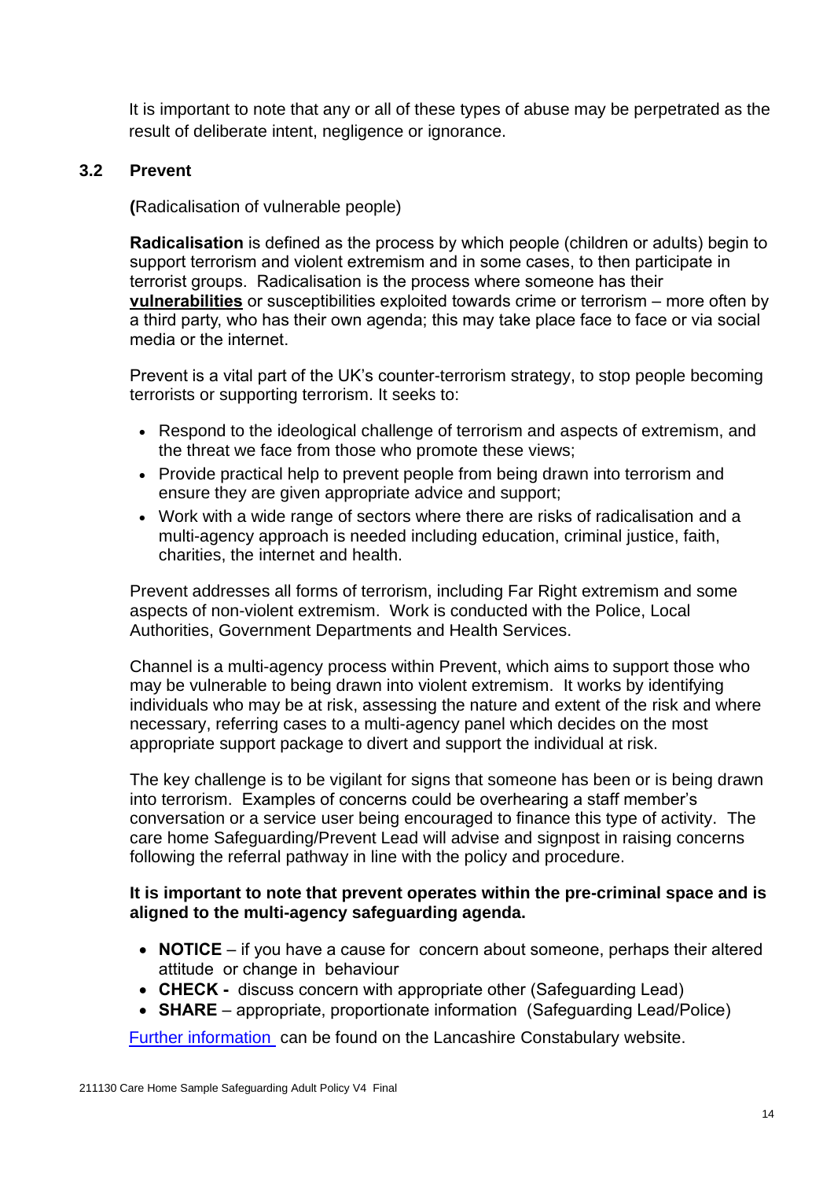It is important to note that any or all of these types of abuse may be perpetrated as the result of deliberate intent, negligence or ignorance.

### 3.2 Prevent

**(**Radicalisation of vulnerable people)

**Radicalisation** is defined as the process by which people (children or adults) begin to support terrorism and violent extremism and in some cases, to then participate in terrorist groups. Radicalisation is the process where someone has their **vulnerabilities** or susceptibilities exploited towards crime or terrorism – more often by a third party, who has their own agenda; this may take place face to face or via social media or the internet.

Prevent is a vital part of the UK's counter-terrorism strategy, to stop people becoming terrorists or supporting terrorism. It seeks to:

- Respond to the ideological challenge of terrorism and aspects of extremism, and the threat we face from those who promote these views;
- Provide practical help to prevent people from being drawn into terrorism and ensure they are given appropriate advice and support;
- Work with a wide range of sectors where there are risks of radicalisation and a multi-agency approach is needed including education, criminal justice, faith, charities, the internet and health.

Prevent addresses all forms of terrorism, including Far Right extremism and some aspects of non-violent extremism. Work is conducted with the Police, Local Authorities, Government Departments and Health Services.

Channel is a multi-agency process within Prevent, which aims to support those who may be vulnerable to being drawn into violent extremism. It works by identifying individuals who may be at risk, assessing the nature and extent of the risk and where necessary, referring cases to a multi-agency panel which decides on the most appropriate support package to divert and support the individual at risk.

The key challenge is to be vigilant for signs that someone has been or is being drawn into terrorism. Examples of concerns could be overhearing a staff member's conversation or a service user being encouraged to finance this type of activity. The care home Safeguarding/Prevent Lead will advise and signpost in raising concerns following the referral pathway in line with the policy and procedure.

**It is important to note that prevent operates within the pre-criminal space and is aligned to the multi-agency safeguarding agenda.**

- **NOTICE** – if you have a cause for concern about someone, perhaps their altered attitude or change in behaviour
- **CHECK -** discuss concern with appropriate other (Safeguarding Lead)
- **SHARE** – appropriate, proportionate information (Safeguarding Lead/Police)

Further information can be found on the Lancashire Constabulary website.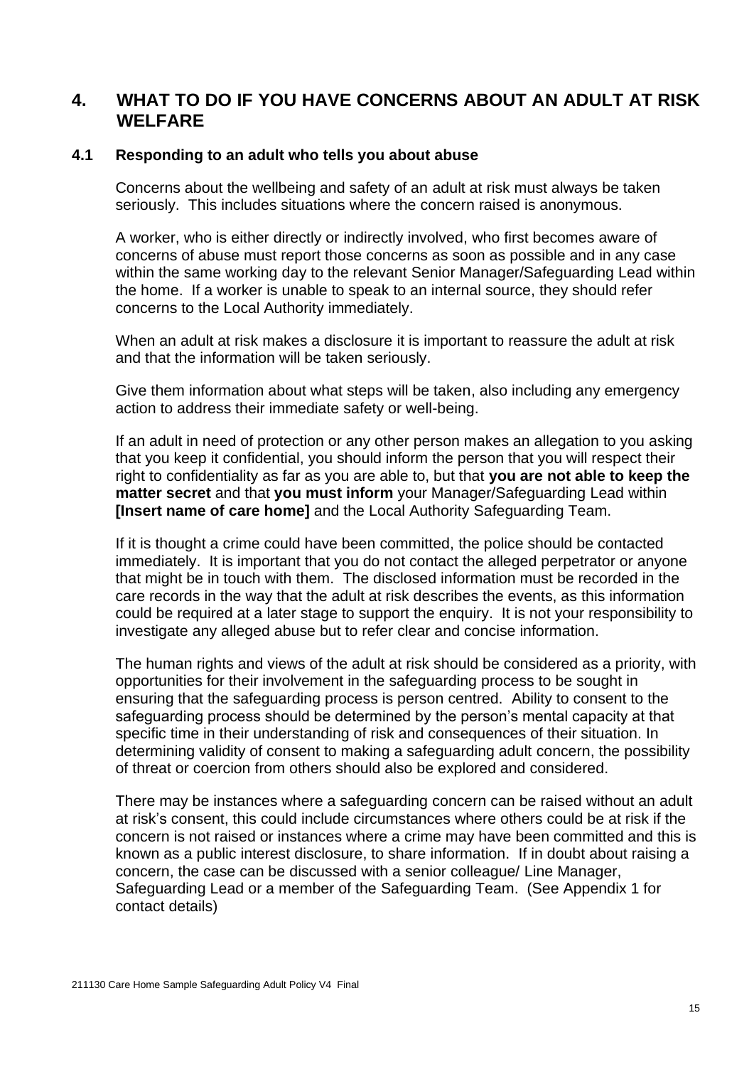## 4. WHAT TO DO IF YOU HAVE CONCERNS ABOUT AN ADULT AT RISK WELFARE

### 4.1 Responding to an adult who tells you about abuse

Concerns about the wellbeing and safety of an adult at risk must always be taken seriously. This includes situations where the concern raised is anonymous.

A worker, who is either directly or indirectly involved, who first becomes aware of concerns of abuse must report those concerns as soon as possible and in any case within the same working day to the relevant Senior Manager/Safeguarding Lead within the home. If a worker is unable to speak to an internal source, they should refer concerns to the Local Authority immediately.

When an adult at risk makes a disclosure it is important to reassure the adult at risk and that the information will be taken seriously.

Give them information about what steps will be taken, also including any emergency action to address their immediate safety or well-being.

If an adult in need of protection or any other person makes an allegation to you asking that you keep it confidential, you should inform the person that you will respect their right to confidentiality as far as you are able to, but that **you are not able to keep the matter secret** and that **you must inform** your Manager/Safeguarding Lead within **[Insert name of care home]** and the Local Authority Safeguarding Team.

If it is thought a crime could have been committed, the police should be contacted immediately. It is important that you do not contact the alleged perpetrator or anyone that might be in touch with them. The disclosed information must be recorded in the care records in the way that the adult at risk describes the events, as this information could be required at a later stage to support the enquiry. It is not your responsibility to investigate any alleged abuse but to refer clear and concise information.

The human rights and views of the adult at risk should be considered as a priority, with opportunities for their involvement in the safeguarding process to be sought in ensuring that the safeguarding process is person centred. Ability to consent to the safeguarding process should be determined by the person's mental capacity at that specific time in their understanding of risk and consequences of their situation. In determining validity of consent to making a safeguarding adult concern, the possibility of threat or coercion from others should also be explored and considered.

There may be instances where a safeguarding concern can be raised without an adult at risk's consent, this could include circumstances where others could be at risk if the concern is not raised or instances where a crime may have been committed and this is known as a public interest disclosure, to share information. If in doubt about raising a concern, the case can be discussed with a senior colleague/ Line Manager, Safeguarding Lead or a member of the Safeguarding Team. (See Appendix 1 for contact details)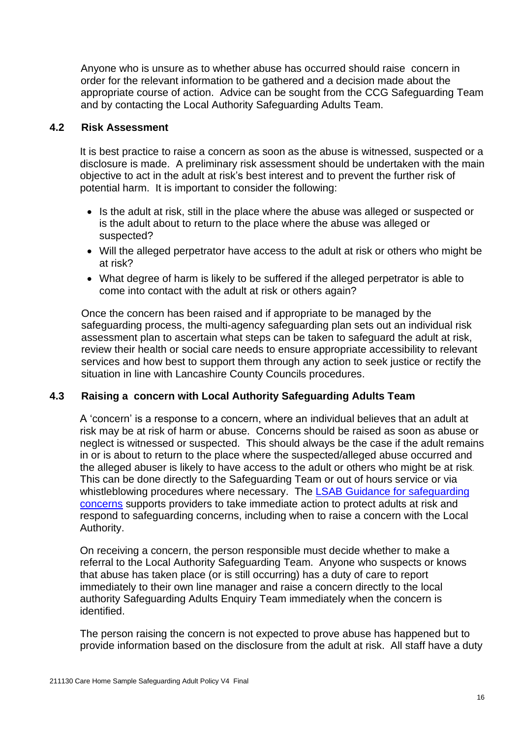Anyone who is unsure as to whether abuse has occurred should raise concern in order for the relevant information to be gathered and a decision made about the appropriate course of action. Advice can be sought from the CCG Safeguarding Team and by contacting the Local Authority Safeguarding Adults Team.

### 4.2 Risk Assessment

It is best practice to raise a concern as soon as the abuse is witnessed, suspected or a disclosure is made. A preliminary risk assessment should be undertaken with the main objective to act in the adult at risk's best interest and to prevent the further risk of potential harm. It is important to consider the following:

- Is the adult at risk, still in the place where the abuse was alleged or suspected or is the adult about to return to the place where the abuse was alleged or suspected?
- Will the alleged perpetrator have access to the adult at risk or others who might be at risk?
- What degree of harm is likely to be suffered if the alleged perpetrator is able to come into contact with the adult at risk or others again?

Once the concern has been raised and if appropriate to be managed by the safeguarding process, the multi-agency safeguarding plan sets out an individual risk assessment plan to ascertain what steps can be taken to safeguard the adult at risk, review their health or social care needs to ensure appropriate accessibility to relevant services and how best to support them through any action to seek justice or rectify the situation in line with Lancashire County Councils procedures.

### 4.3 Raising a concern with Local Authority Safeguarding Adults Team

A 'concern' is a response to a concern, where an individual believes that an adult at risk may be at risk of harm or abuse. Concerns should be raised as soon as abuse or neglect is witnessed or suspected. This should always be the case if the adult remains in or is about to return to the place where the suspected/alleged abuse occurred and the alleged abuser is likely to have access to the adult or others who might be at risk. This can be done directly to the Safeguarding Team or out of hours service or via whistleblowing procedures where necessary. The [LSAB Guidance for safeguarding concerns]() supports providers to take immediate action to protect adults at risk and respond to safeguarding concerns, including when to raise a concern with the Local Authority.

On receiving a concern, the person responsible must decide whether to make a referral to the Local Authority Safeguarding Team. Anyone who suspects or knows that abuse has taken place (or is still occurring) has a duty of care to report immediately to their own line manager and raise a concern directly to the local authority Safeguarding Adults Enquiry Team immediately when the concern is identified.

The person raising the concern is not expected to prove abuse has happened but to provide information based on the disclosure from the adult at risk. All staff have a duty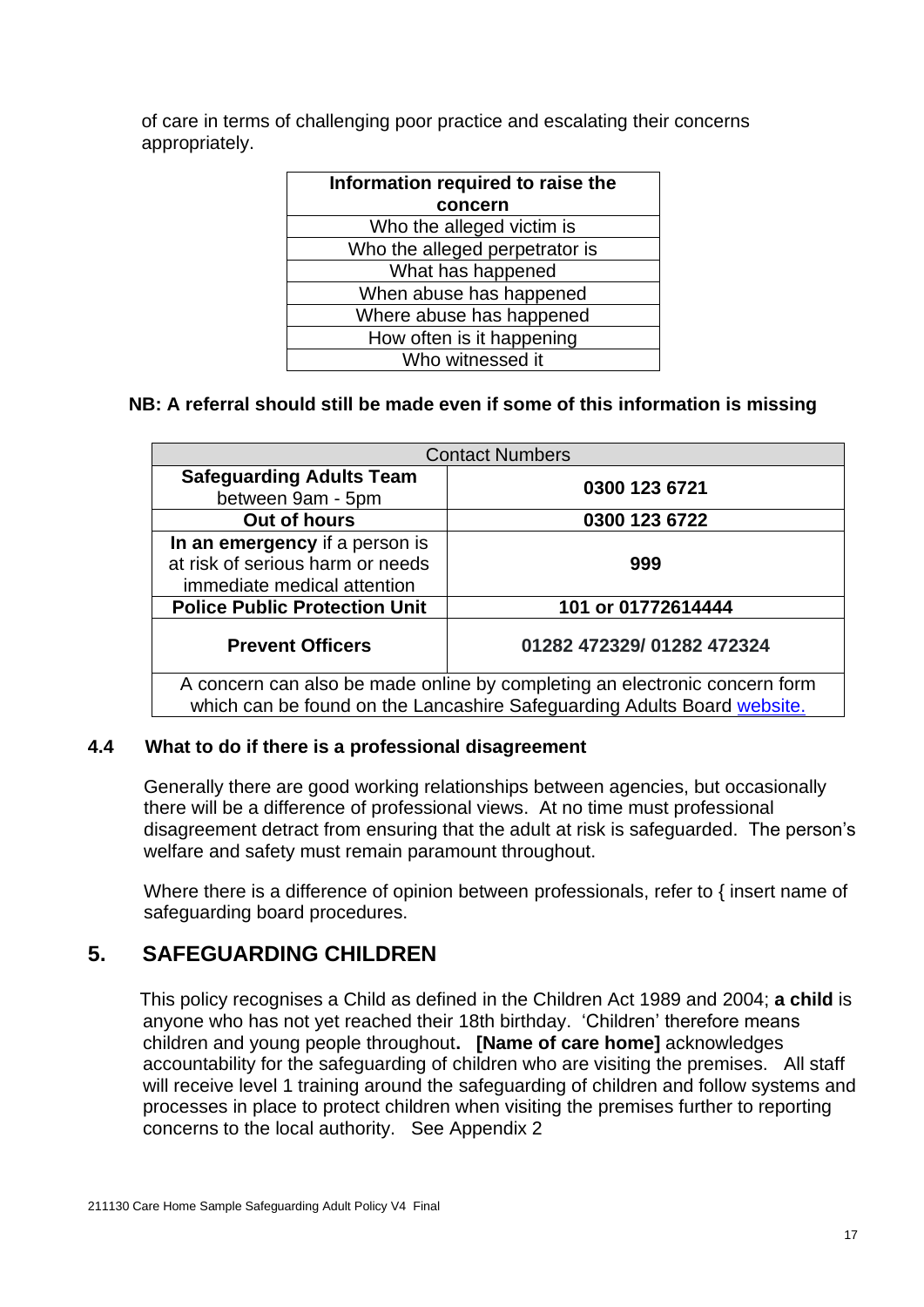of care in terms of challenging poor practice and escalating their concerns appropriately.

| Information required to raise the concern |
|---|
| Who the alleged victim is |
| Who the alleged perpetrator is |
| What has happened |
| When abuse has happened |
| Where abuse has happened |
| How often is it happening |
| Who witnessed it |

**NB: A referral should still be made even if some of this information is missing**

| Contact Numbers | |
|---|---|
| **Safeguarding Adults Team** between 9am - 5pm | **0300 123 6721** |
| **Out of hours** | **0300 123 6722** |
| **In an emergency** if a person is at risk of serious harm or needs immediate medical attention | **999** |
| **Police Public Protection Unit** | **101 or 01772614444** |
| **Prevent Officers** | **01282 472329/ 01282 472324** |
| A concern can also be made online by completing an electronic concern form which can be found on the Lancashire Safeguarding Adults Board website. | |

### 4.4 What to do if there is a professional disagreement

Generally there are good working relationships between agencies, but occasionally there will be a difference of professional views. At no time must professional disagreement detract from ensuring that the adult at risk is safeguarded. The person's welfare and safety must remain paramount throughout.

Where there is a difference of opinion between professionals, refer to { insert name of safeguarding board procedures.

## 5. SAFEGUARDING CHILDREN

This policy recognises a Child as defined in the Children Act 1989 and 2004; **a child** is anyone who has not yet reached their 18th birthday. 'Children' therefore means children and young people throughout**.** **[Name of care home]** acknowledges accountability for the safeguarding of children who are visiting the premises. All staff will receive level 1 training around the safeguarding of children and follow systems and processes in place to protect children when visiting the premises further to reporting concerns to the local authority. See Appendix 2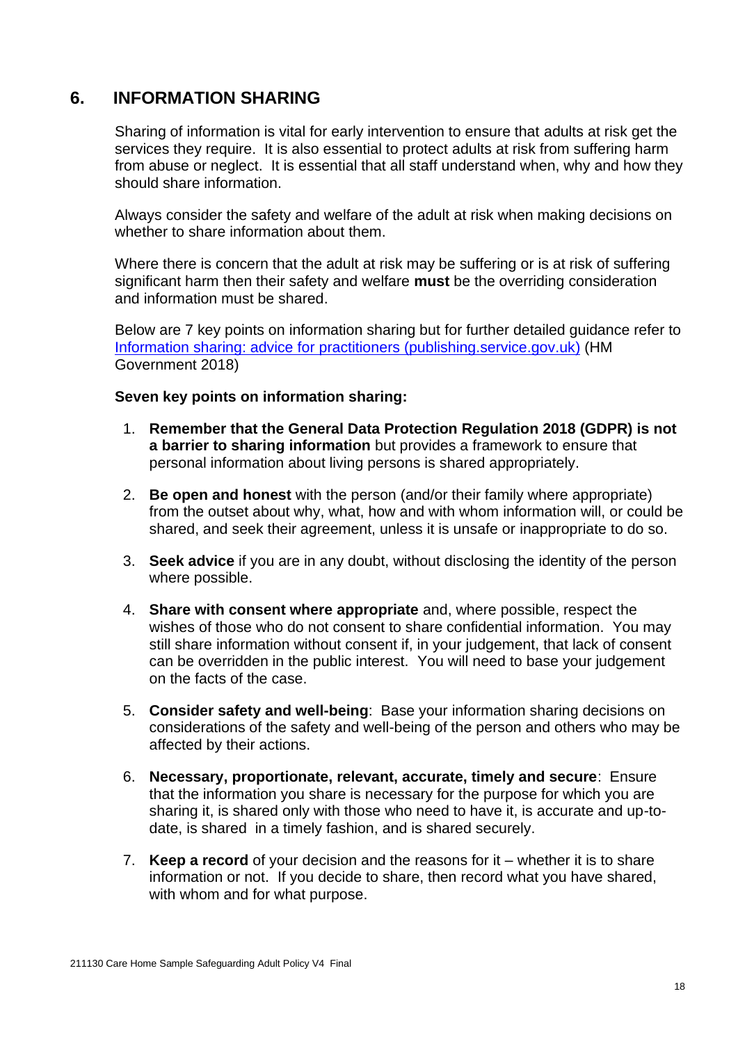## 6. INFORMATION SHARING

Sharing of information is vital for early intervention to ensure that adults at risk get the services they require. It is also essential to protect adults at risk from suffering harm from abuse or neglect. It is essential that all staff understand when, why and how they should share information.

Always consider the safety and welfare of the adult at risk when making decisions on whether to share information about them.

Where there is concern that the adult at risk may be suffering or is at risk of suffering significant harm then their safety and welfare **must** be the overriding consideration and information must be shared.

Below are 7 key points on information sharing but for further detailed guidance refer to Information sharing: advice for practitioners (publishing.service.gov.uk) (HM Government 2018)

**Seven key points on information sharing:**

1. **Remember that the General Data Protection Regulation 2018 (GDPR) is not a barrier to sharing information** but provides a framework to ensure that personal information about living persons is shared appropriately.

2. **Be open and honest** with the person (and/or their family where appropriate) from the outset about why, what, how and with whom information will, or could be shared, and seek their agreement, unless it is unsafe or inappropriate to do so.

3. **Seek advice** if you are in any doubt, without disclosing the identity of the person where possible.

4. **Share with consent where appropriate** and, where possible, respect the wishes of those who do not consent to share confidential information. You may still share information without consent if, in your judgement, that lack of consent can be overridden in the public interest. You will need to base your judgement on the facts of the case.

5. **Consider safety and well-being**: Base your information sharing decisions on considerations of the safety and well-being of the person and others who may be affected by their actions.

6. **Necessary, proportionate, relevant, accurate, timely and secure**: Ensure that the information you share is necessary for the purpose for which you are sharing it, is shared only with those who need to have it, is accurate and up-to-date, is shared in a timely fashion, and is shared securely.

7. **Keep a record** of your decision and the reasons for it – whether it is to share information or not. If you decide to share, then record what you have shared, with whom and for what purpose.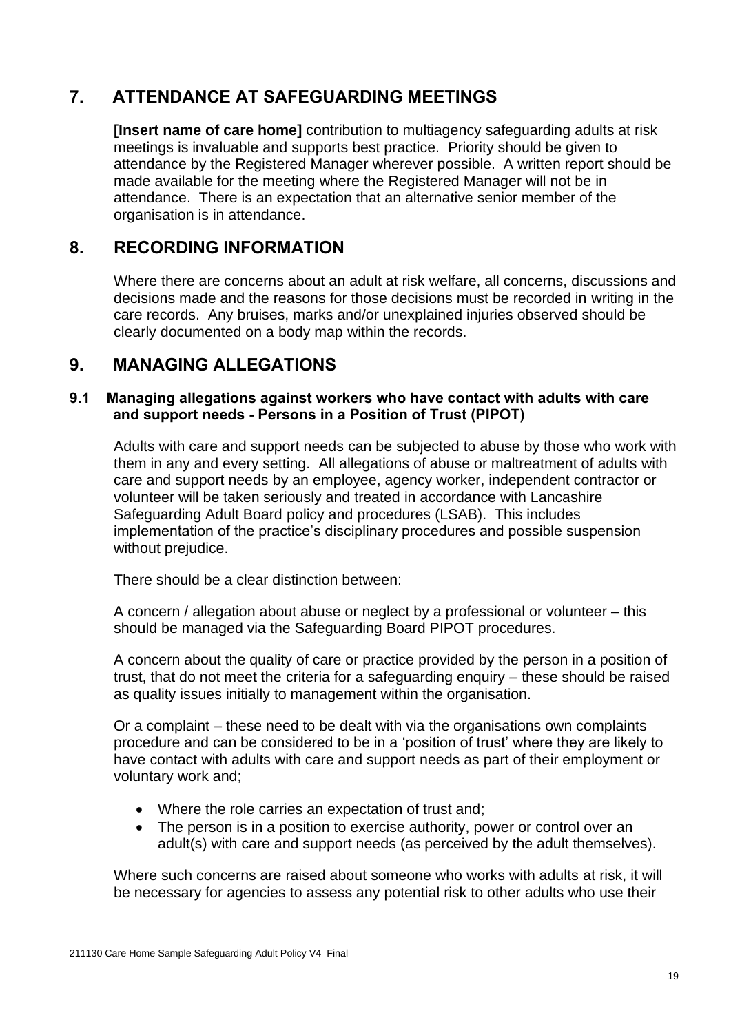## 7. ATTENDANCE AT SAFEGUARDING MEETINGS

**[Insert name of care home]** contribution to multiagency safeguarding adults at risk meetings is invaluable and supports best practice. Priority should be given to attendance by the Registered Manager wherever possible. A written report should be made available for the meeting where the Registered Manager will not be in attendance. There is an expectation that an alternative senior member of the organisation is in attendance.

## 8. RECORDING INFORMATION

Where there are concerns about an adult at risk welfare, all concerns, discussions and decisions made and the reasons for those decisions must be recorded in writing in the care records. Any bruises, marks and/or unexplained injuries observed should be clearly documented on a body map within the records.

## 9. MANAGING ALLEGATIONS

### 9.1 Managing allegations against workers who have contact with adults with care and support needs - Persons in a Position of Trust (PIPOT)

Adults with care and support needs can be subjected to abuse by those who work with them in any and every setting. All allegations of abuse or maltreatment of adults with care and support needs by an employee, agency worker, independent contractor or volunteer will be taken seriously and treated in accordance with Lancashire Safeguarding Adult Board policy and procedures (LSAB). This includes implementation of the practice's disciplinary procedures and possible suspension without prejudice.

There should be a clear distinction between:

A concern / allegation about abuse or neglect by a professional or volunteer – this should be managed via the Safeguarding Board PIPOT procedures.

A concern about the quality of care or practice provided by the person in a position of trust, that do not meet the criteria for a safeguarding enquiry – these should be raised as quality issues initially to management within the organisation.

Or a complaint – these need to be dealt with via the organisations own complaints procedure and can be considered to be in a 'position of trust' where they are likely to have contact with adults with care and support needs as part of their employment or voluntary work and;

- Where the role carries an expectation of trust and;
- The person is in a position to exercise authority, power or control over an adult(s) with care and support needs (as perceived by the adult themselves).

Where such concerns are raised about someone who works with adults at risk, it will be necessary for agencies to assess any potential risk to other adults who use their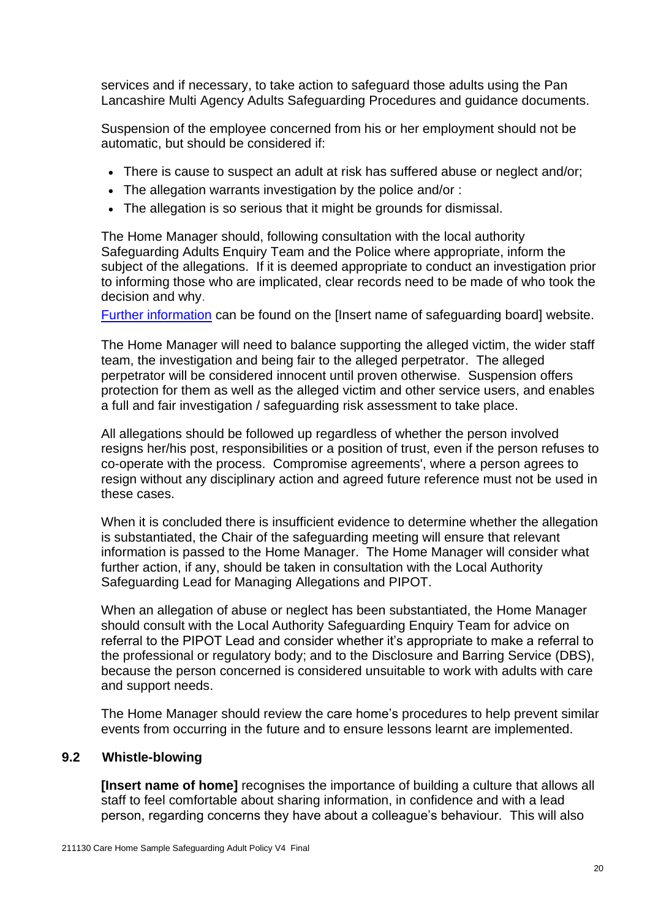services and if necessary, to take action to safeguard those adults using the Pan Lancashire Multi Agency Adults Safeguarding Procedures and guidance documents.

Suspension of the employee concerned from his or her employment should not be automatic, but should be considered if:

- There is cause to suspect an adult at risk has suffered abuse or neglect and/or;
- The allegation warrants investigation by the police and/or :
- The allegation is so serious that it might be grounds for dismissal.

The Home Manager should, following consultation with the local authority Safeguarding Adults Enquiry Team and the Police where appropriate, inform the subject of the allegations. If it is deemed appropriate to conduct an investigation prior to informing those who are implicated, clear records need to be made of who took the decision and why.

Further information can be found on the [Insert name of safeguarding board] website.

The Home Manager will need to balance supporting the alleged victim, the wider staff team, the investigation and being fair to the alleged perpetrator. The alleged perpetrator will be considered innocent until proven otherwise. Suspension offers protection for them as well as the alleged victim and other service users, and enables a full and fair investigation / safeguarding risk assessment to take place.

All allegations should be followed up regardless of whether the person involved resigns her/his post, responsibilities or a position of trust, even if the person refuses to co-operate with the process. Compromise agreements', where a person agrees to resign without any disciplinary action and agreed future reference must not be used in these cases.

When it is concluded there is insufficient evidence to determine whether the allegation is substantiated, the Chair of the safeguarding meeting will ensure that relevant information is passed to the Home Manager. The Home Manager will consider what further action, if any, should be taken in consultation with the Local Authority Safeguarding Lead for Managing Allegations and PIPOT.

When an allegation of abuse or neglect has been substantiated, the Home Manager should consult with the Local Authority Safeguarding Enquiry Team for advice on referral to the PIPOT Lead and consider whether it's appropriate to make a referral to the professional or regulatory body; and to the Disclosure and Barring Service (DBS), because the person concerned is considered unsuitable to work with adults with care and support needs.

The Home Manager should review the care home's procedures to help prevent similar events from occurring in the future and to ensure lessons learnt are implemented.

### 9.2 Whistle-blowing

**[Insert name of home]** recognises the importance of building a culture that allows all staff to feel comfortable about sharing information, in confidence and with a lead person, regarding concerns they have about a colleague's behaviour. This will also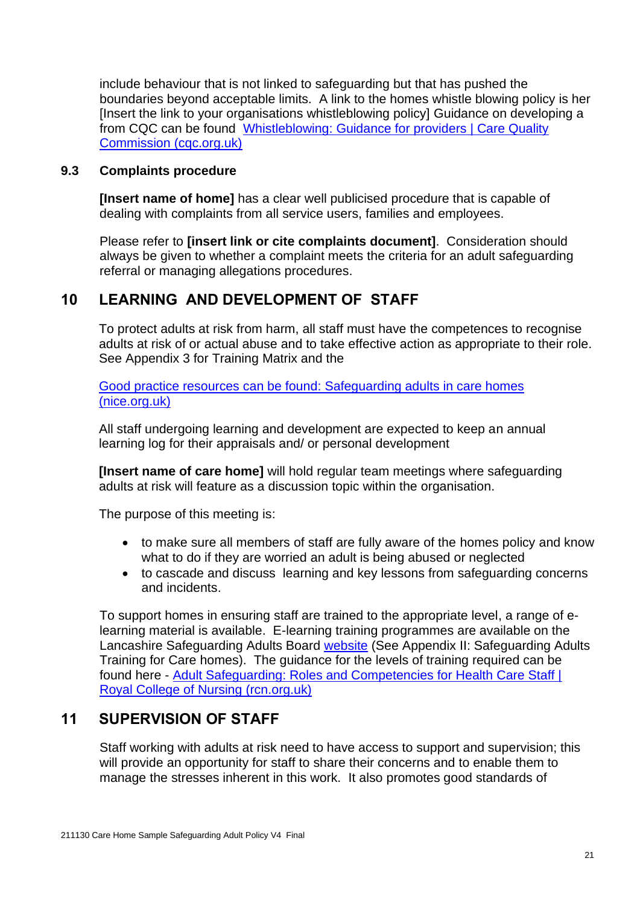include behaviour that is not linked to safeguarding but that has pushed the boundaries beyond acceptable limits. A link to the homes whistle blowing policy is her [Insert the link to your organisations whistleblowing policy] Guidance on developing a from CQC can be found [Whistleblowing: Guidance for providers | Care Quality Commission (cqc.org.uk)](https://www.cqc.org.uk)

### 9.3 Complaints procedure

**[Insert name of home]** has a clear well publicised procedure that is capable of dealing with complaints from all service users, families and employees.

Please refer to **[insert link or cite complaints document]**. Consideration should always be given to whether a complaint meets the criteria for an adult safeguarding referral or managing allegations procedures.

## 10 LEARNING AND DEVELOPMENT OF STAFF

To protect adults at risk from harm, all staff must have the competences to recognise adults at risk of or actual abuse and to take effective action as appropriate to their role. See Appendix 3 for Training Matrix and the

[Good practice resources can be found: Safeguarding adults in care homes (nice.org.uk)](https://www.nice.org.uk)

All staff undergoing learning and development are expected to keep an annual learning log for their appraisals and/ or personal development

**[Insert name of care home]** will hold regular team meetings where safeguarding adults at risk will feature as a discussion topic within the organisation.

The purpose of this meeting is:

- to make sure all members of staff are fully aware of the homes policy and know what to do if they are worried an adult is being abused or neglected
- to cascade and discuss learning and key lessons from safeguarding concerns and incidents.

To support homes in ensuring staff are trained to the appropriate level, a range of e-learning material is available. E-learning training programmes are available on the Lancashire Safeguarding Adults Board [website](#) (See Appendix II: Safeguarding Adults Training for Care homes). The guidance for the levels of training required can be found here - [Adult Safeguarding: Roles and Competencies for Health Care Staff | Royal College of Nursing (rcn.org.uk)](https://www.rcn.org.uk)

## 11 SUPERVISION OF STAFF

Staff working with adults at risk need to have access to support and supervision; this will provide an opportunity for staff to share their concerns and to enable them to manage the stresses inherent in this work. It also promotes good standards of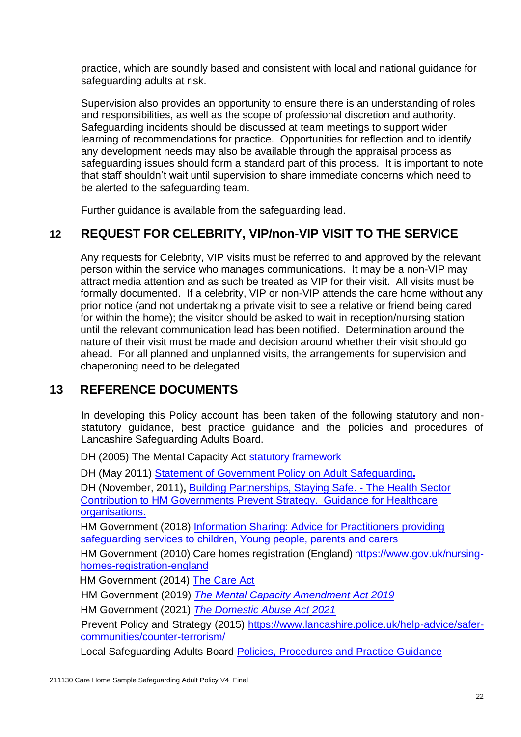practice, which are soundly based and consistent with local and national guidance for safeguarding adults at risk.

Supervision also provides an opportunity to ensure there is an understanding of roles and responsibilities, as well as the scope of professional discretion and authority. Safeguarding incidents should be discussed at team meetings to support wider learning of recommendations for practice. Opportunities for reflection and to identify any development needs may also be available through the appraisal process as safeguarding issues should form a standard part of this process. It is important to note that staff shouldn't wait until supervision to share immediate concerns which need to be alerted to the safeguarding team.

Further guidance is available from the safeguarding lead.

## 12 REQUEST FOR CELEBRITY, VIP/non-VIP VISIT TO THE SERVICE

Any requests for Celebrity, VIP visits must be referred to and approved by the relevant person within the service who manages communications. It may be a non-VIP may attract media attention and as such be treated as VIP for their visit. All visits must be formally documented. If a celebrity, VIP or non-VIP attends the care home without any prior notice (and not undertaking a private visit to see a relative or friend being cared for within the home); the visitor should be asked to wait in reception/nursing station until the relevant communication lead has been notified. Determination around the nature of their visit must be made and decision around whether their visit should go ahead. For all planned and unplanned visits, the arrangements for supervision and chaperoning need to be delegated

## 13 REFERENCE DOCUMENTS

In developing this Policy account has been taken of the following statutory and non-statutory guidance, best practice guidance and the policies and procedures of Lancashire Safeguarding Adults Board.

DH (2005) The Mental Capacity Act statutory framework

DH (May 2011) Statement of Government Policy on Adult Safeguarding**.**

DH (November, 2011)**,** Building Partnerships, Staying Safe. - The Health Sector Contribution to HM Governments Prevent Strategy. Guidance for Healthcare organisations.

HM Government (2018) Information Sharing: Advice for Practitioners providing safeguarding services to children, Young people, parents and carers

HM Government (2010) Care homes registration (England) https://www.gov.uk/nursing-homes-registration-england

HM Government (2014) The Care Act

HM Government (2019) *The Mental Capacity Amendment Act 2019*

HM Government (2021) *The Domestic Abuse Act 2021*

Prevent Policy and Strategy (2015) https://www.lancashire.police.uk/help-advice/safer-communities/counter-terrorism/

Local Safeguarding Adults Board Policies, Procedures and Practice Guidance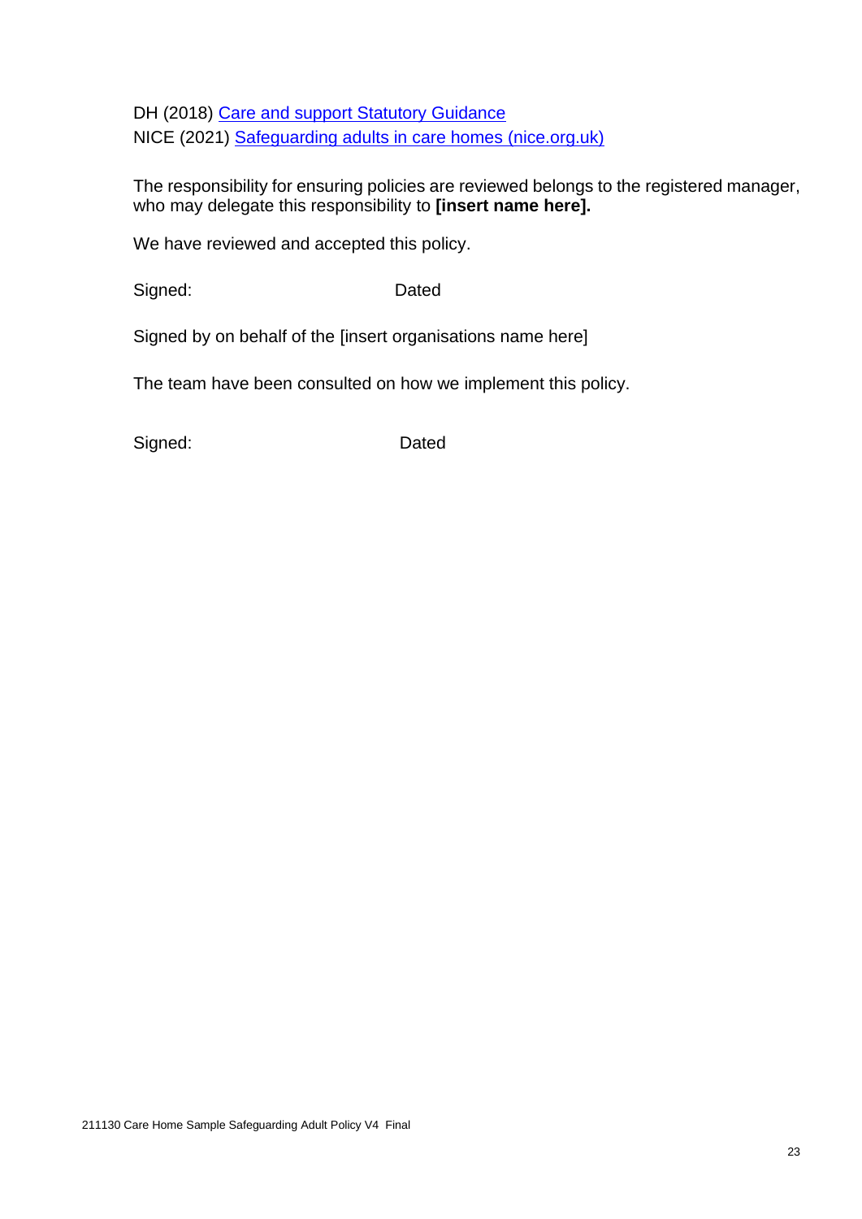DH (2018) [Care and support Statutory Guidance]
NICE (2021) [Safeguarding adults in care homes (nice.org.uk)]

The responsibility for ensuring policies are reviewed belongs to the registered manager, who may delegate this responsibility to **[insert name here].**

We have reviewed and accepted this policy.

Signed: Dated

Signed by on behalf of the [insert organisations name here]

The team have been consulted on how we implement this policy.

Signed: Dated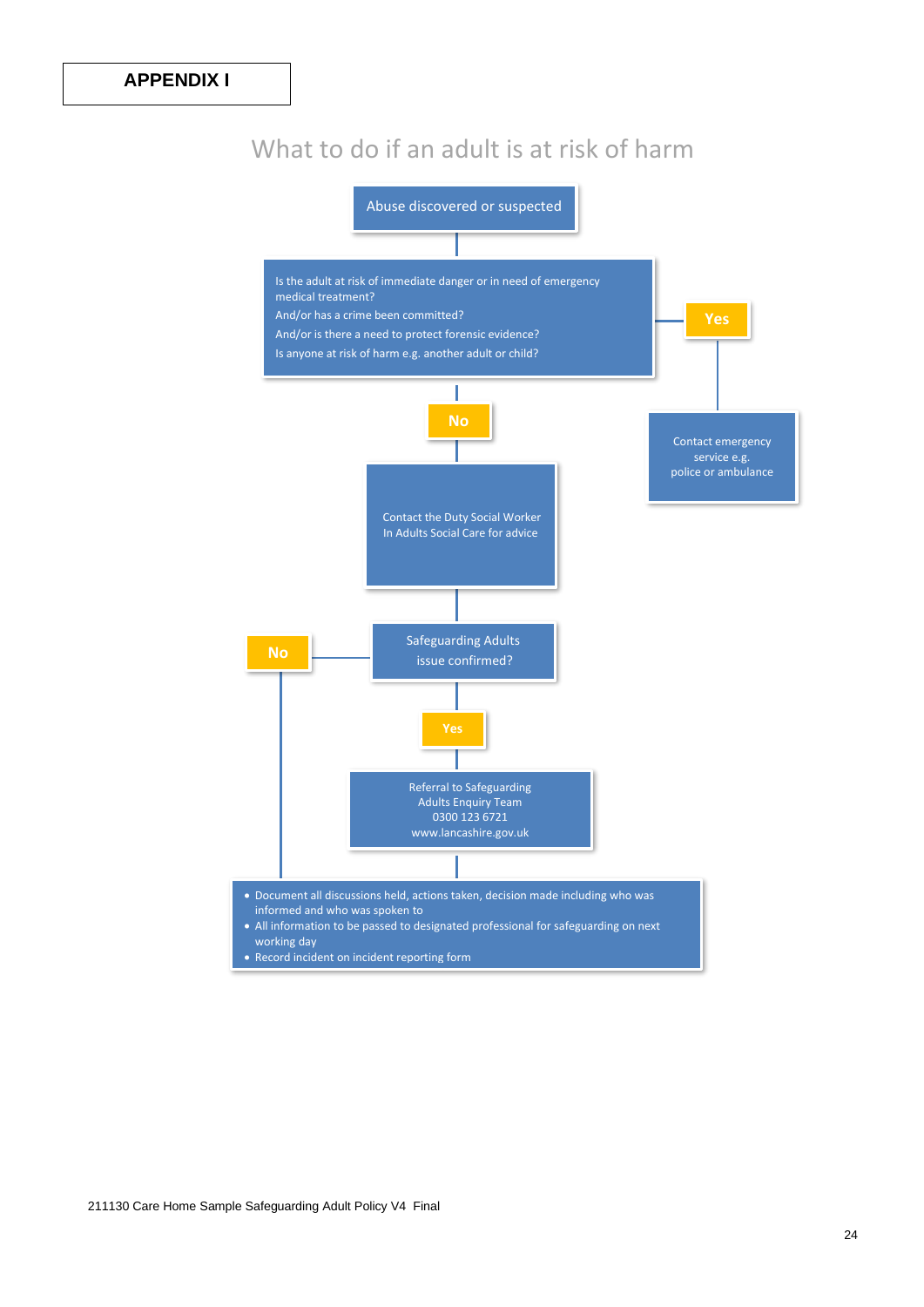**APPENDIX I**

## What to do if an adult is at risk of harm

Abuse discovered or suspected

Is the adult at risk of immediate danger or in need of emergency medical treatment?
And/or has a crime been committed?
And/or is there a need to protect forensic evidence?
Is anyone at risk of harm e.g. another adult or child?

**Yes**

Contact emergency service e.g. police or ambulance

**No**

Contact the Duty Social Worker In Adults Social Care for advice

Safeguarding Adults issue confirmed?

**No**

**Yes**

Referral to Safeguarding Adults Enquiry Team
0300 123 6721
www.lancashire.gov.uk

- Document all discussions held, actions taken, decision made including who was informed and who was spoken to
- All information to be passed to designated professional for safeguarding on next working day
- Record incident on incident reporting form

211130 Care Home Sample Safeguarding Adult Policy V4 Final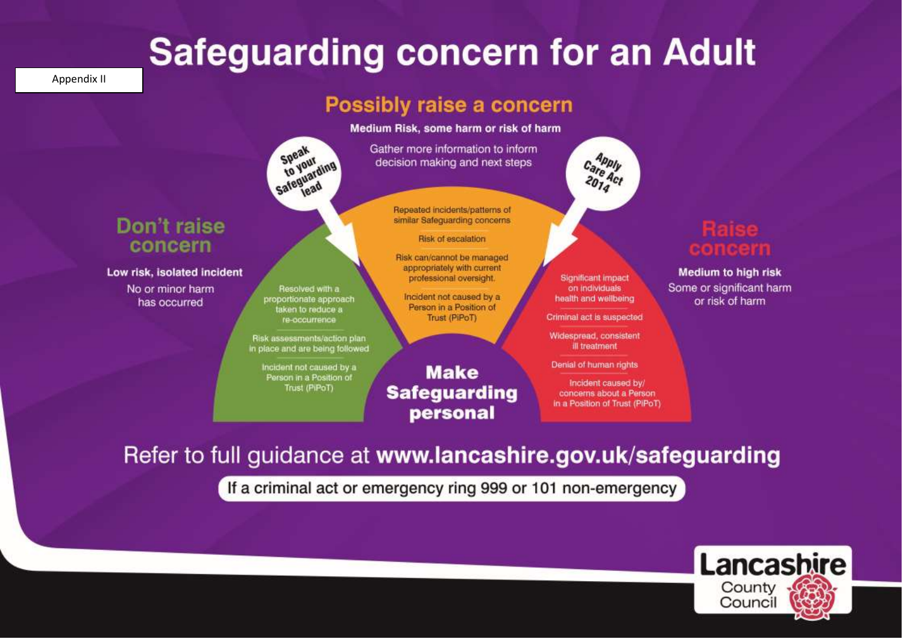Appendix II

# Safeguarding concern for an Adult

## Possibly raise a concern

**Medium Risk, some harm or risk of harm**

Gather more information to inform decision making and next steps

Speak to your Safeguarding lead

Apply Care Act 2014

- Repeated incidents/patterns of similar Safeguarding concerns
- Risk of escalation
- Risk can/cannot be managed appropriately with current professional oversight.
- Incident not caused by a Person in a Position of Trust (PiPoT)

## Don't raise concern

**Low risk, isolated incident**

No or minor harm has occurred

- Resolved with a proportionate approach taken to reduce a re-occurrence
- Risk assessments/action plan in place and are being followed
- Incident not caused by a Person in a Position of Trust (PiPoT)

## Raise concern

**Medium to high risk**

Some or significant harm or risk of harm

- Significant impact on individuals health and wellbeing
- Criminal act is suspected
- Widespread, consistent ill treatment
- Denial of human rights
- Incident caused by/ concerns about a Person in a Position of Trust (PiPoT)

**Make Safeguarding personal**

Refer to full guidance at **www.lancashire.gov.uk/safeguarding**

If a criminal act or emergency ring 999 or 101 non-emergency

Lancashire County Council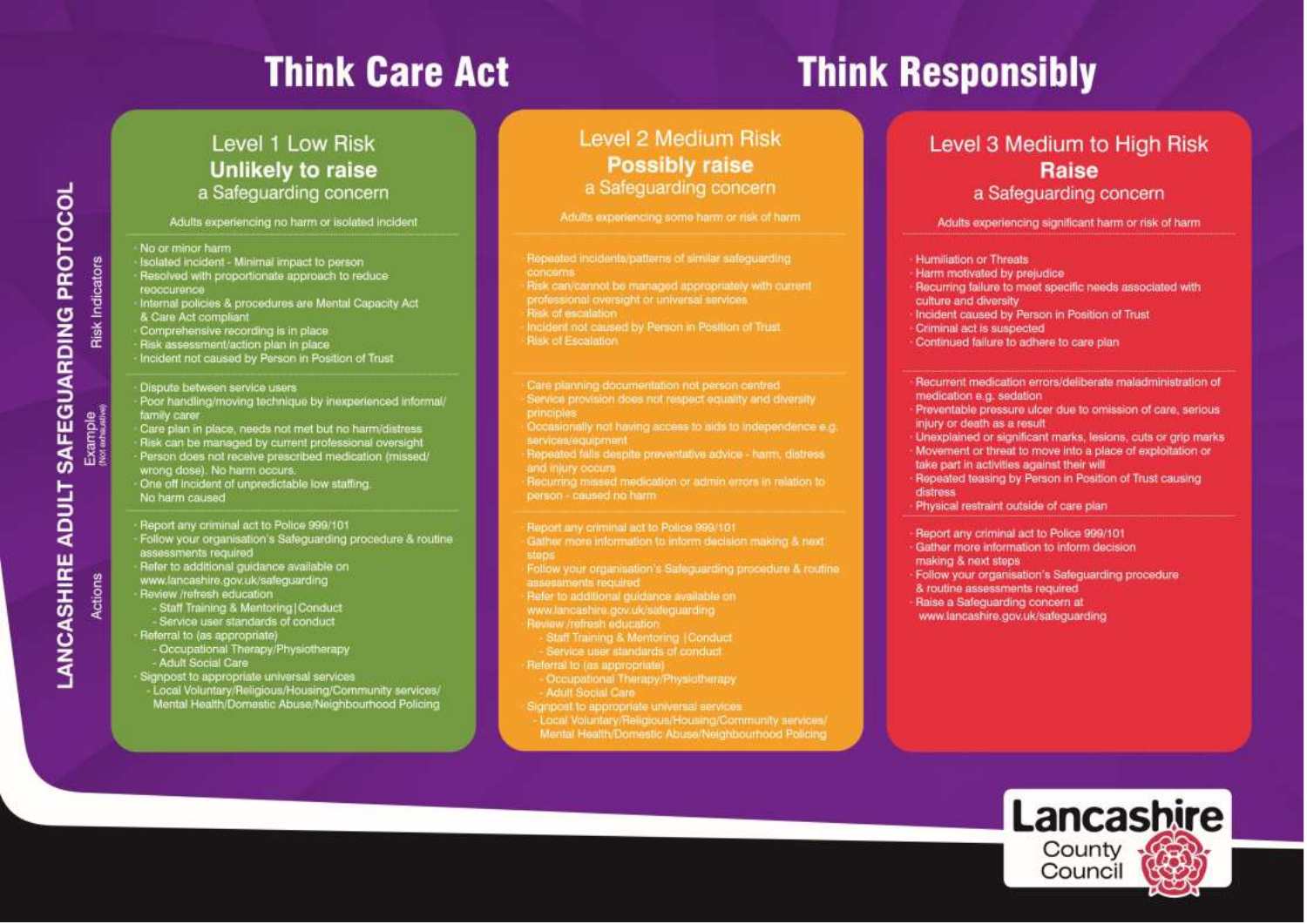# LANCASHIRE ADULT SAFEGUARDING PROTOCOL

## Think Care Act

## Think Responsibly

### Level 1 Low Risk
**Unlikely to raise**
a Safeguarding concern

Adults experiencing no harm or isolated incident

**Risk Indicators**

- No or minor harm
- Isolated incident - Minimal impact to person
- Resolved with proportionate approach to reduce reoccurence
- Internal policies & procedures are Mental Capacity Act & Care Act compliant
- Comprehensive recording is in place
- Risk assessment/action plan in place
- Incident not caused by Person in Position of Trust

**Example** (Not exhaustive)

- Dispute between service users
- Poor handling/moving technique by inexperienced informal/ family carer
- Care plan in place, needs not met but no harm/distress
- Risk can be managed by current professional oversight
- Person does not receive prescribed medication (missed/ wrong dose). No harm occurs.
- One off incident of unpredictable low staffing. No harm caused

**Actions**

- Report any criminal act to Police 999/101
- Follow your organisation's Safeguarding procedure & routine assessments required
- Refer to additional guidance available on www.lancashire.gov.uk/safeguarding
- Review /refresh education
  - Staff Training & Mentoring | Conduct
  - Service user standards of conduct
- Referral to (as appropriate)
  - Occupational Therapy/Physiotherapy
  - Adult Social Care
- Signpost to appropriate universal services
  - Local Voluntary/Religious/Housing/Community services/ Mental Health/Domestic Abuse/Neighbourhood Policing

### Level 2 Medium Risk
**Possibly raise**
a Safeguarding concern

Adults experiencing some harm or risk of harm

**Risk Indicators**

- Repeated incidents/patterns of similar safeguarding concerns
- Risk can/cannot be managed appropriately with current professional oversight or universal services
- Risk of escalation
- Incident not caused by Person in Position of Trust
- Risk of Escalation

**Example** (Not exhaustive)

- Care planning documentation not person centred
- Service provision does not respect equality and diversity principles
- Occasionally not having access to aids to independence e.g. services/equipment
- Repeated falls despite preventative advice - harm, distress and injury occurs
- Recurring missed medication or admin errors in relation to person - caused no harm

**Actions**

- Report any criminal act to Police 999/101
- Gather more information to inform decision making & next steps
- Follow your organisation's Safeguarding procedure & routine assessments required
- Refer to additional guidance available on www.lancashire.gov.uk/safeguarding
- Review /refresh education
  - Staff Training & Mentoring | Conduct
  - Service user standards of conduct
- Referral to (as appropriate)
  - Occupational Therapy/Physiotherapy
  - Adult Social Care
- Signpost to appropriate universal services
  - Local Voluntary/Religious/Housing/Community services/ Mental Health/Domestic Abuse/Neighbourhood Policing

### Level 3 Medium to High Risk
**Raise**
a Safeguarding concern

Adults experiencing significant harm or risk of harm

**Risk Indicators**

- Humiliation or Threats
- Harm motivated by prejudice
- Recurring failure to meet specific needs associated with culture and diversity
- Incident caused by Person in Position of Trust
- Criminal act is suspected
- Continued failure to adhere to care plan

**Example** (Not exhaustive)

- Recurrent medication errors/deliberate maladministration of medication e.g. sedation
- Preventable pressure ulcer due to omission of care, serious injury or death as a result
- Unexplained or significant marks, lesions, cuts or grip marks
- Movement or threat to move into a place of exploitation or take part in activities against their will
- Repeated teasing by Person in Position of Trust causing distress
- Physical restraint outside of care plan

**Actions**

- Report any criminal act to Police 999/101
- Gather more information to inform decision making & next steps
- Follow your organisation's Safeguarding procedure & routine assessments required
- Raise a Safeguarding concern at www.lancashire.gov.uk/safeguarding

Lancashire County Council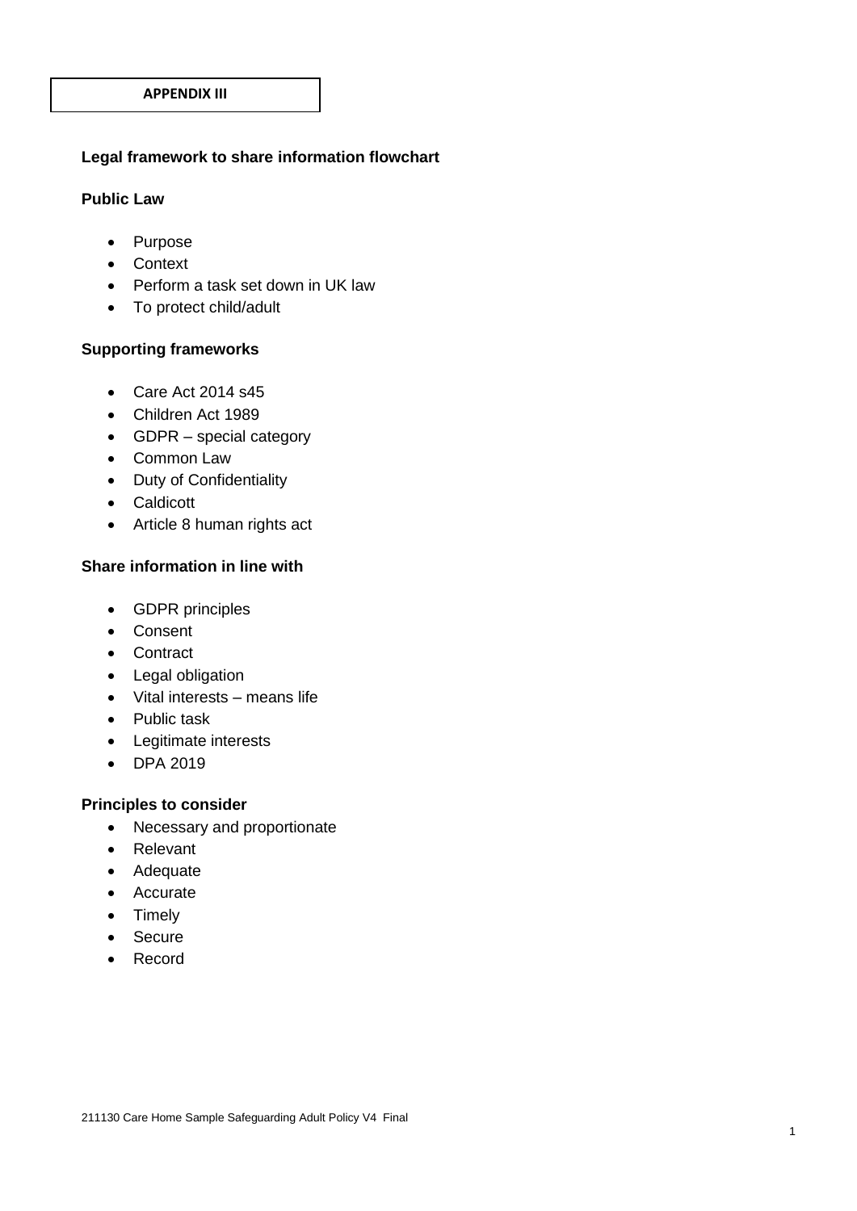**APPENDIX III**

### Legal framework to share information flowchart

#### Public Law

- Purpose
- Context
- Perform a task set down in UK law
- To protect child/adult

#### Supporting frameworks

- Care Act 2014 s45
- Children Act 1989
- GDPR – special category
- Common Law
- Duty of Confidentiality
- Caldicott
- Article 8 human rights act

#### Share information in line with

- GDPR principles
- Consent
- Contract
- Legal obligation
- Vital interests – means life
- Public task
- Legitimate interests
- DPA 2019

#### Principles to consider

- Necessary and proportionate
- Relevant
- Adequate
- Accurate
- Timely
- Secure
- Record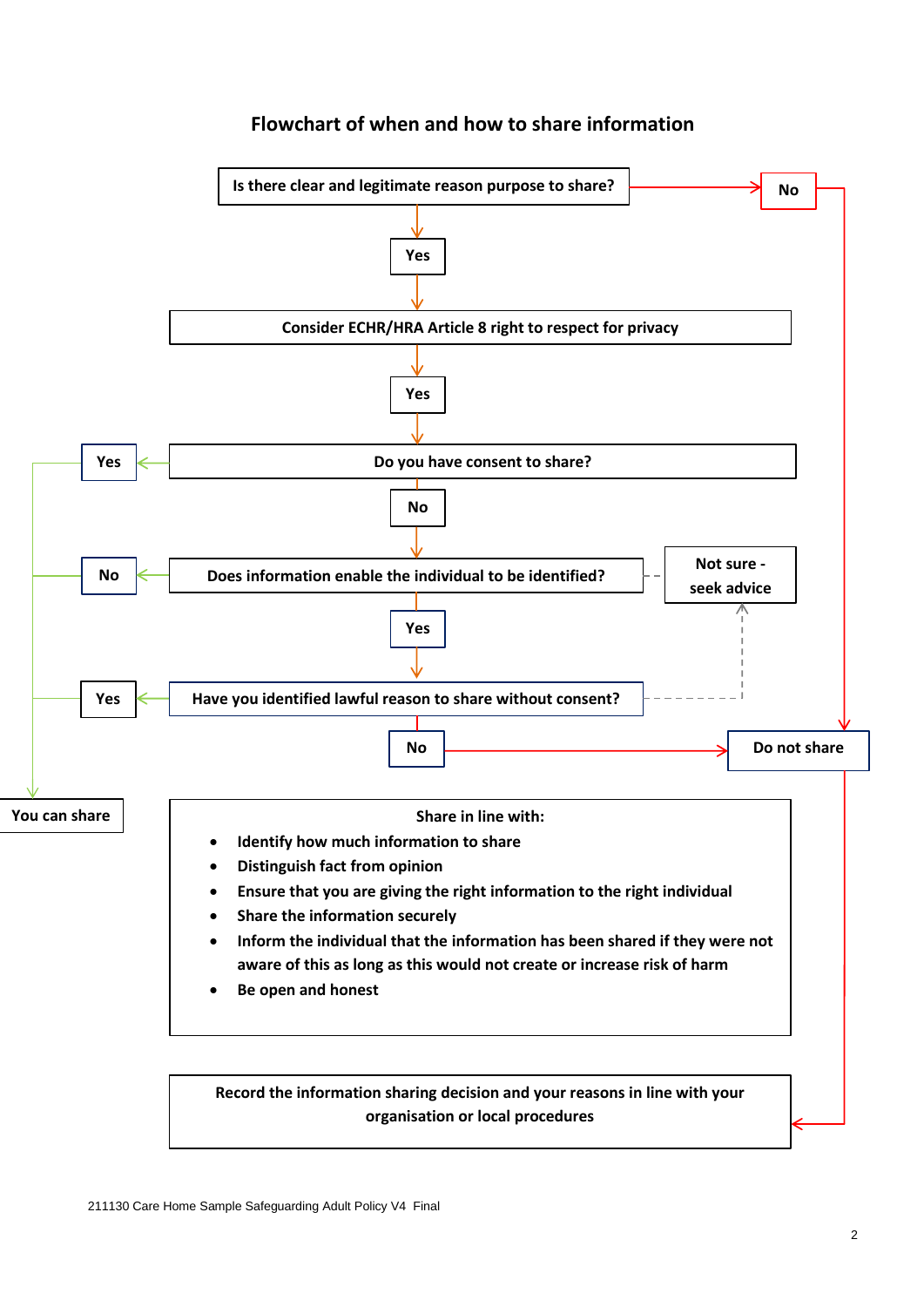## Flowchart of when and how to share information

**Is there clear and legitimate reason purpose to share?**

- **No** → **Do not share**
- **Yes** ↓

**Consider ECHR/HRA Article 8 right to respect for privacy**

- **Yes** ↓

**Do you have consent to share?**

- **Yes** → **You can share**
- **No** ↓

**Does information enable the individual to be identified?**

- **No** → **You can share**
- **Not sure - seek advice**
- **Yes** ↓

**Have you identified lawful reason to share without consent?**

- **Yes** → **You can share**
- **Not sure - seek advice**
- **No** → **Do not share**

**Share in line with:**

- **Identify how much information to share**
- **Distinguish fact from opinion**
- **Ensure that you are giving the right information to the right individual**
- **Share the information securely**
- **Inform the individual that the information has been shared if they were not aware of this as long as this would not create or increase risk of harm**
- **Be open and honest**

**Record the information sharing decision and your reasons in line with your organisation or local procedures**

211130 Care Home Sample Safeguarding Adult Policy V4 Final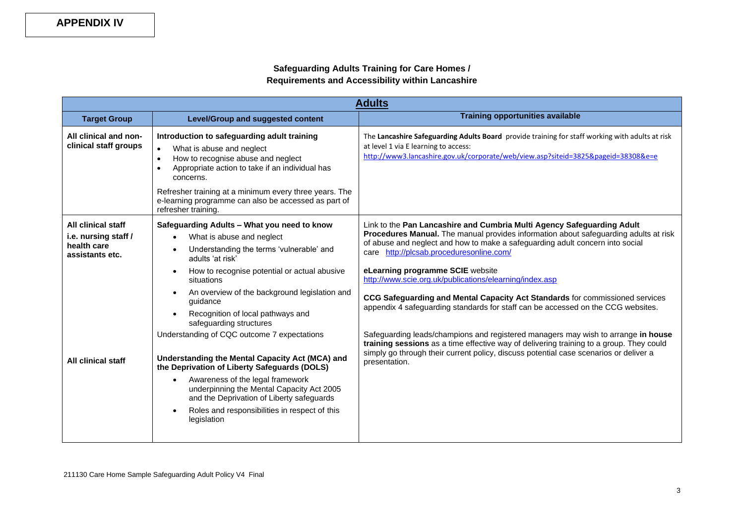**APPENDIX IV**

## Safeguarding Adults Training for Care Homes / Requirements and Accessibility within Lancashire

| **Adults** | | |
|---|---|---|
| **Target Group** | **Level/Group and suggested content** | **Training opportunities available** |
| **All clinical and non-clinical staff groups** | **Introduction to safeguarding adult training**<br>• What is abuse and neglect<br>• How to recognise abuse and neglect<br>• Appropriate action to take if an individual has concerns.<br><br>Refresher training at a minimum every three years. The e-learning programme can also be accessed as part of refresher training. | The **Lancashire Safeguarding Adults Board** provide training for staff working with adults at risk at level 1 via E learning to access: http://www3.lancashire.gov.uk/corporate/web/view.asp?siteid=3825&pageid=38308&e=e |
| **All clinical staff i.e. nursing staff / health care assistants etc.**<br><br><br><br><br><br><br><br>**All clinical staff** | **Safeguarding Adults – What you need to know**<br>• What is abuse and neglect<br>• Understanding the terms 'vulnerable' and adults 'at risk'<br>• How to recognise potential or actual abusive situations<br>• An overview of the background legislation and guidance<br>• Recognition of local pathways and safeguarding structures<br><br>Understanding of CQC outcome 7 expectations<br><br>**Understanding the Mental Capacity Act (MCA) and the Deprivation of Liberty Safeguards (DOLS)**<br>• Awareness of the legal framework underpinning the Mental Capacity Act 2005 and the Deprivation of Liberty safeguards<br>• Roles and responsibilities in respect of this legislation | Link to the **Pan Lancashire and Cumbria Multi Agency Safeguarding Adult Procedures Manual.** The manual provides information about safeguarding adults at risk of abuse and neglect and how to make a safeguarding adult concern into social care http://plcsab.proceduresonline.com/<br><br>**eLearning programme SCIE** website http://www.scie.org.uk/publications/elearning/index.asp<br><br>**CCG Safeguarding and Mental Capacity Act Standards** for commissioned services appendix 4 safeguarding standards for staff can be accessed on the CCG websites.<br><br>Safeguarding leads/champions and registered managers may wish to arrange **in house training sessions** as a time effective way of delivering training to a group. They could simply go through their current policy, discuss potential case scenarios or deliver a presentation. |

211130 Care Home Sample Safeguarding Adult Policy V4 Final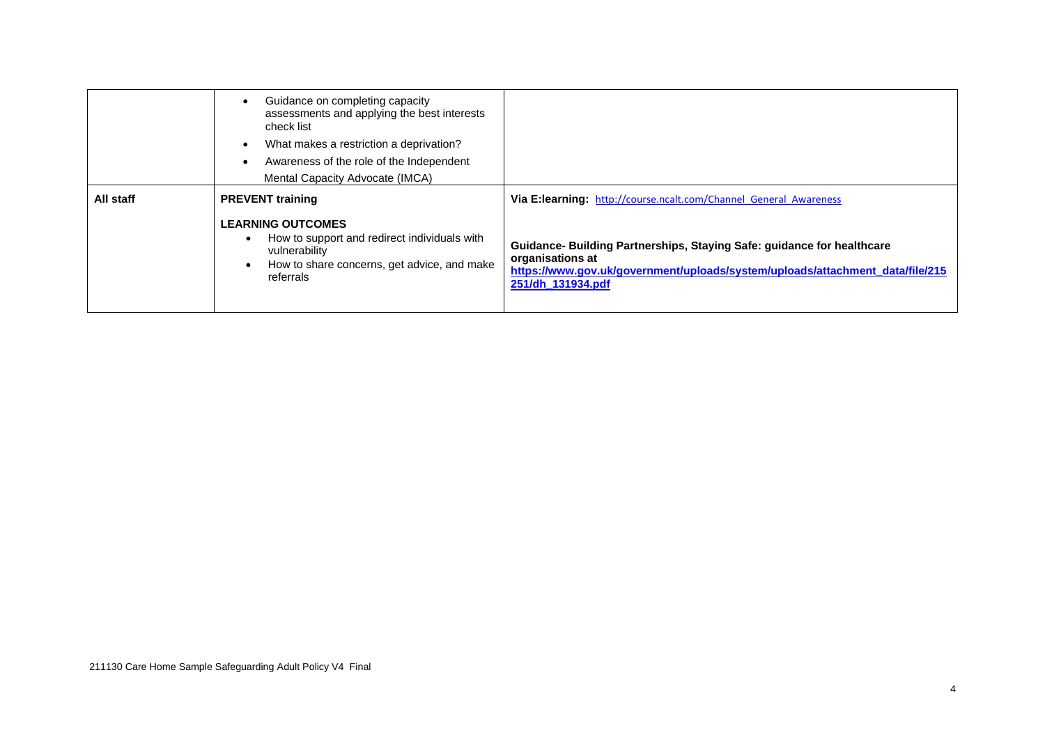| | | |
|---|---|---|
| | • Guidance on completing capacity assessments and applying the best interests check list<br>• What makes a restriction a deprivation?<br>• Awareness of the role of the Independent Mental Capacity Advocate (IMCA) | |
| **All staff** | **PREVENT training**<br><br>**LEARNING OUTCOMES**<br>• How to support and redirect individuals with vulnerability<br>• How to share concerns, get advice, and make referrals | **Via E:learning:** http://course.ncalt.com/Channel_General_Awareness<br><br>**Guidance- Building Partnerships, Staying Safe: guidance for healthcare organisations at https://www.gov.uk/government/uploads/system/uploads/attachment_data/file/215251/dh_131934.pdf** |

211130 Care Home Sample Safeguarding Adult Policy V4 Final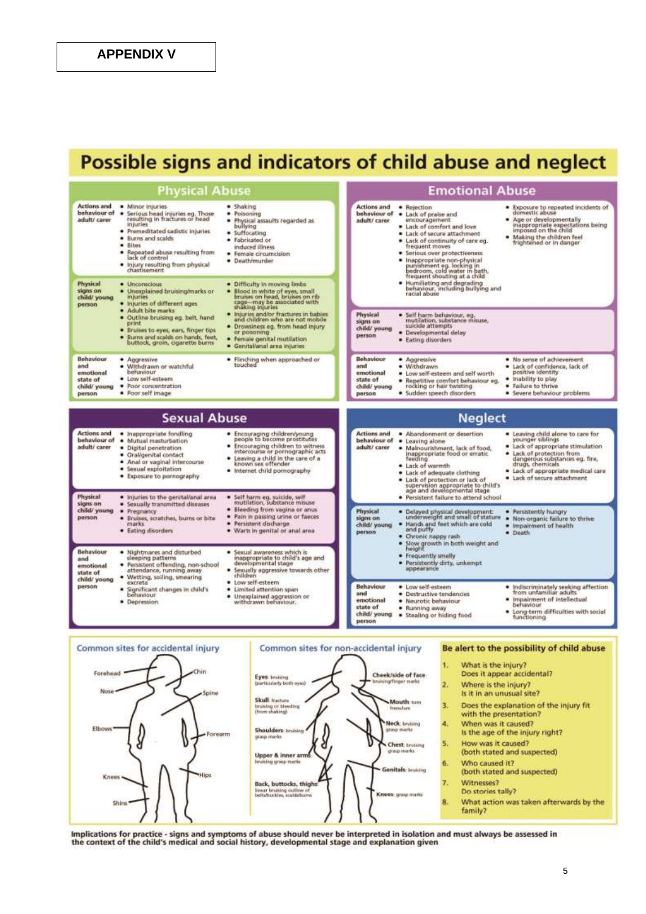**APPENDIX V**

# Possible signs and indicators of child abuse and neglect

## Physical Abuse

**Actions and behaviour of adult/ carer**

- Minor injuries
- Serious head injuries eg. Those resulting in fractures or head injuries
- Premeditated sadistic injuries
- Burns and scalds
- Bites
- Repeated abuse resulting from lack of control
- Injury resulting from physical chastisement
- Shaking
- Poisoning
- Physical assaults regarded as bullying
- Suffocating
- Fabricated or induced illness
- Female circumcision
- Death/murder

**Physical signs on child/ young person**

- Unconscious
- Unexplained bruising/marks or injuries
- Injuries of different ages
- Adult bite marks
- Outline bruising eg. belt, hand print
- Bruises to eyes, ears, finger tips
- Burns and scalds on hands, feet, buttock, groin, cigarette burns
- Difficulty in moving limbs
- Blood in white of eyes, small bruises on head, bruises on rib cage—may be associated with shaking injuries
- Injuries and/or fractures in babies and children who are not mobile
- Drowsiness eg. from head injury or poisoning
- Female genital mutilation
- Genital/anal area injuries

**Behaviour and emotional state of child/ young person**

- Aggressive
- Withdrawn or watchful behaviour
- Low self-esteem
- Poor concentration
- Poor self image
- Flinching when approached or touched

## Emotional Abuse

**Actions and behaviour of adult/ carer**

- Rejection
- Lack of praise and encouragement
- Lack of comfort and love
- Lack of secure attachment
- Lack of continuity of care eg. frequent moves
- Serious over protectiveness
- Inappropriate non-physical punishment eg. locking in bedroom, cold water in bath, frequent shouting at a child
- Humiliating and degrading behaviour, including bullying and racial abuse
- Exposure to repeated incidents of domestic abuse
- Age or developmentally inappropriate expectations being imposed on the child
- Making the children feel frightened or in danger

**Physical signs on child/ young person**

- Self harm behaviour, eg. mutilation, substance misuse, suicide attempts
- Developmental delay
- Eating disorders

**Behaviour and emotional state of child/ young person**

- Aggressive
- Withdrawn
- Low self-esteem and self worth
- Repetitive comfort behaviour eg. rocking or hair twisting
- Sudden speech disorders
- No sense of achievement
- Lack of confidence, lack of positive identity
- Inability to play
- Failure to thrive
- Severe behaviour problems

## Sexual Abuse

**Actions and behaviour of adult/ carer**

- Inappropriate fondling
- Mutual masturbation
- Digital penetration
- Oral/genital contact
- Anal or vaginal intercourse
- Sexual exploitation
- Exposure to pornography
- Encouraging children/young people to become prostitutes
- Encouraging children to witness intercourse or pornographic acts
- Leaving a child in the care of a known sex offender
- Internet child pornography

**Physical signs on child/ young person**

- Injuries to the genital/anal area
- Sexually transmitted diseases
- Pregnancy
- Bruises, scratches, burns or bite marks
- Eating disorders
- Self harm eg. suicide, self mutilation, substance misuse
- Bleeding from vagina or anus
- Pain in passing urine or faeces
- Persistent discharge
- Warts in genital or anal area

**Behaviour and emotional state of child/ young person**

- Nightmares and disturbed sleeping patterns
- Persistent offending, non-school attendance, running away
- Wetting, soiling, smearing excreta
- Significant changes in child's behaviour
- Depression
- Sexual awareness which is inappropriate to child's age and developmental stage
- Sexually aggressive towards other children
- Low self-esteem
- Limited attention span
- Unexplained aggression or withdrawn behaviour.

## Neglect

**Actions and behaviour of adult/ carer**

- Abandonment or desertion
- Leaving alone
- Malnourishment, lack of food, inappropriate food or erratic feeding
- Lack of warmth
- Lack of adequate clothing
- Lack of protection or lack of supervision appropriate to child's age and developmental stage
- Persistent failure to attend school
- Leaving child alone to care for younger siblings
- Lack of appropriate stimulation
- Lack of protection from dangerous substances eg. fire, drugs, chemicals
- Lack of appropriate medical care
- Lack of secure attachment

**Physical signs on child/ young person**

- Delayed physical development: underweight and small of stature
- Hands and feet which are cold and puffy
- Chronic nappy rash
- Slow growth in both weight and height
- Frequently smelly
- Persistently dirty, unkempt appearance
- Persistently hungry
- Non-organic failure to thrive
- Impairment of health
- Death

**Behaviour and emotional state of child/ young person**

- Low self-esteem
- Destructive tendencies
- Neurotic behaviour
- Running away
- Stealing or hiding food
- Indiscriminately seeking affection from unfamiliar adults
- Impairment of intellectual behaviour
- Long-term difficulties with social functioning

## Common sites for accidental injury

Forehead
Chin
Nose
Spine
Elbows
Forearm
Knees
Hips
Shins

## Common sites for non-accidental injury

Eyes: bruising (particularly both eyes)
Skull: fracture bruising or bleeding (from shaking)
Shoulders: bruising grasp marks
Upper & inner arms: bruising grasp marks
Back, buttocks, thighs: linear bruising outline of belts/buckles, scalds/burns
Cheek/side of face: bruising/finger marks
Mouth: torn frenulum
Neck: bruising grasp marks
Chest: bruising grasp marks
Genitals: bruising
Knees: grasp marks

## Be alert to the possibility of child abuse

1. What is the injury? Does it appear accidental?
2. Where is the injury? Is it in an unusual site?
3. Does the explanation of the injury fit with the presentation?
4. When was it caused? Is the age of the injury right?
5. How was it caused? (both stated and suspected)
6. Who caused it? (both stated and suspected)
7. Witnesses? Do stories tally?
8. What action was taken afterwards by the family?

**Implications for practice - signs and symptoms of abuse should never be interpreted in isolation and must always be assessed in the context of the child's medical and social history, developmental stage and explanation given**